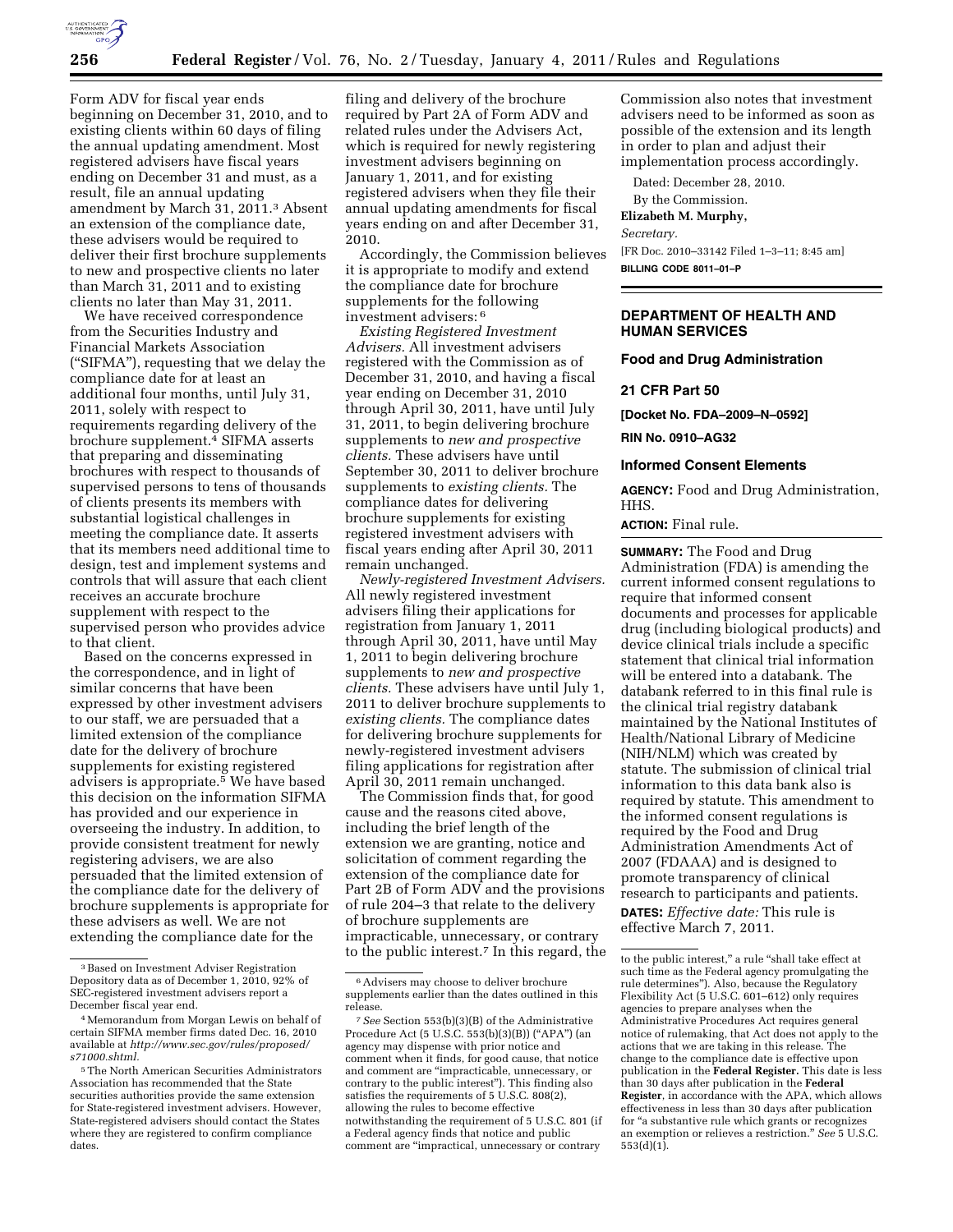Form ADV for fiscal year ends beginning on December 31, 2010, and to existing clients within 60 days of filing the annual updating amendment. Most registered advisers have fiscal years ending on December 31 and must, as a result, file an annual updating amendment by March 31, 2011.[3] Absent an extension of the compliance date, these advisers would be required to deliver their first brochure supplements to new and prospective clients no later than March 31, 2011 and to existing clients no later than May 31, 2011.

We have received correspondence from the Securities Industry and Financial Markets Association ("SIFMA"), requesting that we delay the compliance date for at least an additional four months, until July 31, 2011, solely with respect to requirements regarding delivery of the brochure supplement.[4] SIFMA asserts that preparing and disseminating brochures with respect to thousands of supervised persons to tens of thousands of clients presents its members with substantial logistical challenges in meeting the compliance date. It asserts that its members need additional time to design, test and implement systems and controls that will assure that each client receives an accurate brochure supplement with respect to the supervised person who provides advice to that client.

Based on the concerns expressed in the correspondence, and in light of similar concerns that have been expressed by other investment advisers to our staff, we are persuaded that a limited extension of the compliance date for the delivery of brochure supplements for existing registered advisers is appropriate.[5] We have based this decision on the information SIFMA has provided and our experience in overseeing the industry. In addition, to provide consistent treatment for newly registering advisers, we are also persuaded that the limited extension of the compliance date for the delivery of brochure supplements is appropriate for these advisers as well. We are not extending the compliance date for the filing and delivery of the brochure required by Part 2A of Form ADV and related rules under the Advisers Act, which is required for newly registering investment advisers beginning on January 1, 2011, and for existing registered advisers when they file their annual updating amendments for fiscal years ending on and after December 31, 2010.

Accordingly, the Commission believes it is appropriate to modify and extend the compliance date for brochure supplements for the following investment advisers:[6]

*Existing Registered Investment Advisers.* All investment advisers registered with the Commission as of December 31, 2010, and having a fiscal year ending on December 31, 2010 through April 30, 2011, have until July 31, 2011, to begin delivering brochure supplements to *new and prospective clients.* These advisers have until September 30, 2011 to deliver brochure supplements to *existing clients.* The compliance dates for delivering brochure supplements for existing registered investment advisers with fiscal years ending after April 30, 2011 remain unchanged.

*Newly-registered Investment Advisers.* All newly registered investment advisers filing their applications for registration from January 1, 2011 through April 30, 2011, have until May 1, 2011 to begin delivering brochure supplements to *new and prospective clients.* These advisers have until July 1, 2011 to deliver brochure supplements to *existing clients.* The compliance dates for delivering brochure supplements for newly-registered investment advisers filing applications for registration after April 30, 2011 remain unchanged.

The Commission finds that, for good cause and the reasons cited above, including the brief length of the extension we are granting, notice and solicitation of comment regarding the extension of the compliance date for Part 2B of Form ADV and the provisions of rule 204–3 that relate to the delivery of brochure supplements are impracticable, unnecessary, or contrary to the public interest.[7] In this regard, the Commission also notes that investment advisers need to be informed as soon as possible of the extension and its length in order to plan and adjust their implementation process accordingly.

Dated: December 28, 2010.

By the Commission.

**Elizabeth M. Murphy,**

*Secretary.*

[FR Doc. 2010–33142 Filed 1–3–11; 8:45 am]

**BILLING CODE 8011–01–P**

[3] Based on Investment Adviser Registration Depository data as of December 1, 2010, 92% of SEC-registered investment advisers report a December fiscal year end.

[4] Memorandum from Morgan Lewis on behalf of certain SIFMA member firms dated Dec. 16, 2010 available at *http://www.sec.gov/rules/proposed/s71000.shtml.*

[5] The North American Securities Administrators Association has recommended that the State securities authorities provide the same extension for State-registered investment advisers. However, State-registered advisers should contact the States where they are registered to confirm compliance dates.

[6] Advisers may choose to deliver brochure supplements earlier than the dates outlined in this release.

[7] *See* Section 553(b)(3)(B) of the Administrative Procedure Act (5 U.S.C. 553(b)(3)(B)) ("APA") (an agency may dispense with prior notice and comment when it finds, for good cause, that notice and comment are "impracticable, unnecessary, or contrary to the public interest"). This finding also satisfies the requirements of 5 U.S.C. 808(2), allowing the rules to become effective notwithstanding the requirement of 5 U.S.C. 801 (if a Federal agency finds that notice and public comment are "impractical, unnecessary or contrary to the public interest," a rule "shall take effect at such time as the Federal agency promulgating the rule determines"). Also, because the Regulatory Flexibility Act (5 U.S.C. 601–612) only requires agencies to prepare analyses when the Administrative Procedures Act requires general notice of rulemaking, that Act does not apply to the actions that we are taking in this release. The change to the compliance date is effective upon publication in the **Federal Register.** This date is less than 30 days after publication in the **Federal Register**, in accordance with the APA, which allows effectiveness in less than 30 days after publication for "a substantive rule which grants or recognizes an exemption or relieves a restriction." *See* 5 U.S.C. 553(d)(1).

## DEPARTMENT OF HEALTH AND HUMAN SERVICES

### Food and Drug Administration

### 21 CFR Part 50

**[Docket No. FDA–2009–N–0592]**

**RIN No. 0910–AG32**

### Informed Consent Elements

**AGENCY:** Food and Drug Administration, HHS.

**ACTION:** Final rule.

**SUMMARY:** The Food and Drug Administration (FDA) is amending the current informed consent regulations to require that informed consent documents and processes for applicable drug (including biological products) and device clinical trials include a specific statement that clinical trial information will be entered into a databank. The databank referred to in this final rule is the clinical trial registry databank maintained by the National Institutes of Health/National Library of Medicine (NIH/NLM) which was created by statute. The submission of clinical trial information to this data bank also is required by statute. This amendment to the informed consent regulations is required by the Food and Drug Administration Amendments Act of 2007 (FDAAA) and is designed to promote transparency of clinical research to participants and patients.

**DATES:** *Effective date:* This rule is effective March 7, 2011.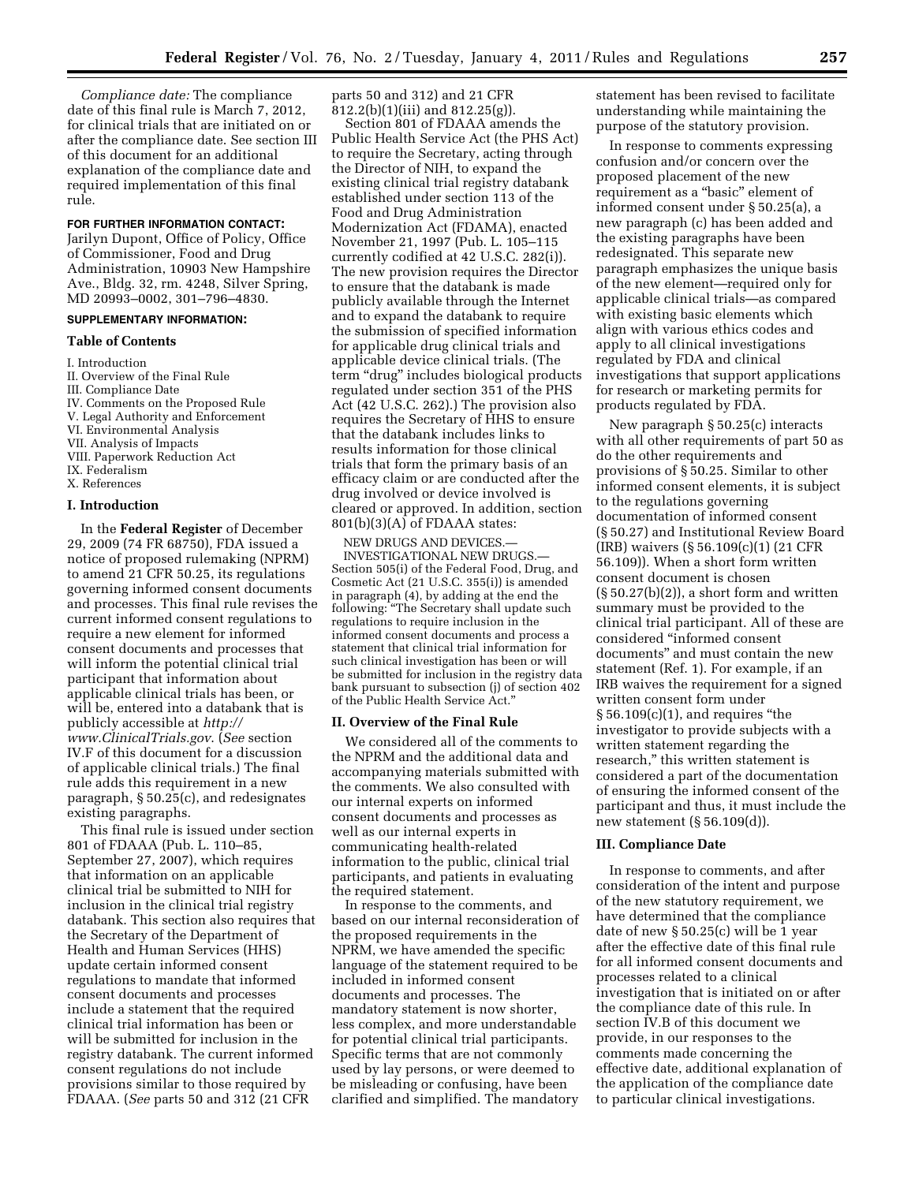*Compliance date:* The compliance date of this final rule is March 7, 2012, for clinical trials that are initiated on or after the compliance date. See section III of this document for an additional explanation of the compliance date and required implementation of this final rule.

**FOR FURTHER INFORMATION CONTACT:** Jarilyn Dupont, Office of Policy, Office of Commissioner, Food and Drug Administration, 10903 New Hampshire Ave., Bldg. 32, rm. 4248, Silver Spring, MD 20993–0002, 301–796–4830.

**SUPPLEMENTARY INFORMATION:**

**Table of Contents**

I. Introduction
II. Overview of the Final Rule
III. Compliance Date
IV. Comments on the Proposed Rule
V. Legal Authority and Enforcement
VI. Environmental Analysis
VII. Analysis of Impacts
VIII. Paperwork Reduction Act
IX. Federalism
X. References

## I. Introduction

In the **Federal Register** of December 29, 2009 (74 FR 68750), FDA issued a notice of proposed rulemaking (NPRM) to amend 21 CFR 50.25, its regulations governing informed consent documents and processes. This final rule revises the current informed consent regulations to require a new element for informed consent documents and processes that will inform the potential clinical trial participant that information about applicable clinical trials has been, or will be, entered into a databank that is publicly accessible at *http://www.ClinicalTrials.gov*. (*See* section IV.F of this document for a discussion of applicable clinical trials.) The final rule adds this requirement in a new paragraph, § 50.25(c), and redesignates existing paragraphs.

This final rule is issued under section 801 of FDAAA (Pub. L. 110–85, September 27, 2007), which requires that information on an applicable clinical trial be submitted to NIH for inclusion in the clinical trial registry databank. This section also requires that the Secretary of the Department of Health and Human Services (HHS) update certain informed consent regulations to mandate that informed consent documents and processes include a statement that the required clinical trial information has been or will be submitted for inclusion in the registry databank. The current informed consent regulations do not include provisions similar to those required by FDAAA. (*See* parts 50 and 312 (21 CFR parts 50 and 312) and 21 CFR 812.2(b)(1)(iii) and 812.25(g)).

Section 801 of FDAAA amends the Public Health Service Act (the PHS Act) to require the Secretary, acting through the Director of NIH, to expand the existing clinical trial registry databank established under section 113 of the Food and Drug Administration Modernization Act (FDAMA), enacted November 21, 1997 (Pub. L. 105–115 currently codified at 42 U.S.C. 282(i)). The new provision requires the Director to ensure that the databank is made publicly available through the Internet and to expand the databank to require the submission of specified information for applicable drug clinical trials and applicable device clinical trials. (The term "drug" includes biological products regulated under section 351 of the PHS Act (42 U.S.C. 262).) The provision also requires the Secretary of HHS to ensure that the databank includes links to results information for those clinical trials that form the primary basis of an efficacy claim or are conducted after the drug involved or device involved is cleared or approved. In addition, section 801(b)(3)(A) of FDAAA states:

NEW DRUGS AND DEVICES.—
INVESTIGATIONAL NEW DRUGS.—
Section 505(i) of the Federal Food, Drug, and Cosmetic Act (21 U.S.C. 355(i)) is amended in paragraph (4), by adding at the end the following: "The Secretary shall update such regulations to require inclusion in the informed consent documents and process a statement that clinical trial information for such clinical investigation has been or will be submitted for inclusion in the registry data bank pursuant to subsection (j) of section 402 of the Public Health Service Act."

## II. Overview of the Final Rule

We considered all of the comments to the NPRM and the additional data and accompanying materials submitted with the comments. We also consulted with our internal experts on informed consent documents and processes as well as our internal experts in communicating health-related information to the public, clinical trial participants, and patients in evaluating the required statement.

In response to the comments, and based on our internal reconsideration of the proposed requirements in the NPRM, we have amended the specific language of the statement required to be included in informed consent documents and processes. The mandatory statement is now shorter, less complex, and more understandable for potential clinical trial participants. Specific terms that are not commonly used by lay persons, or were deemed to be misleading or confusing, have been clarified and simplified. The mandatory statement has been revised to facilitate understanding while maintaining the purpose of the statutory provision.

In response to comments expressing confusion and/or concern over the proposed placement of the new requirement as a "basic" element of informed consent under § 50.25(a), a new paragraph (c) has been added and the existing paragraphs have been redesignated. This separate new paragraph emphasizes the unique basis of the new element—required only for applicable clinical trials—as compared with existing basic elements which align with various ethics codes and apply to all clinical investigations regulated by FDA and clinical investigations that support applications for research or marketing permits for products regulated by FDA.

New paragraph § 50.25(c) interacts with all other requirements of part 50 as do the other requirements and provisions of § 50.25. Similar to other informed consent elements, it is subject to the regulations governing documentation of informed consent (§ 50.27) and Institutional Review Board (IRB) waivers (§ 56.109(c)(1) (21 CFR 56.109)). When a short form written consent document is chosen (§ 50.27(b)(2)), a short form and written summary must be provided to the clinical trial participant. All of these are considered "informed consent documents" and must contain the new statement (Ref. 1). For example, if an IRB waives the requirement for a signed written consent form under § 56.109(c)(1), and requires "the investigator to provide subjects with a written statement regarding the research," this written statement is considered a part of the documentation of ensuring the informed consent of the participant and thus, it must include the new statement (§ 56.109(d)).

## III. Compliance Date

In response to comments, and after consideration of the intent and purpose of the new statutory requirement, we have determined that the compliance date of new § 50.25(c) will be 1 year after the effective date of this final rule for all informed consent documents and processes related to a clinical investigation that is initiated on or after the compliance date of this rule. In section IV.B of this document we provide, in our responses to the comments made concerning the effective date, additional explanation of the application of the compliance date to particular clinical investigations.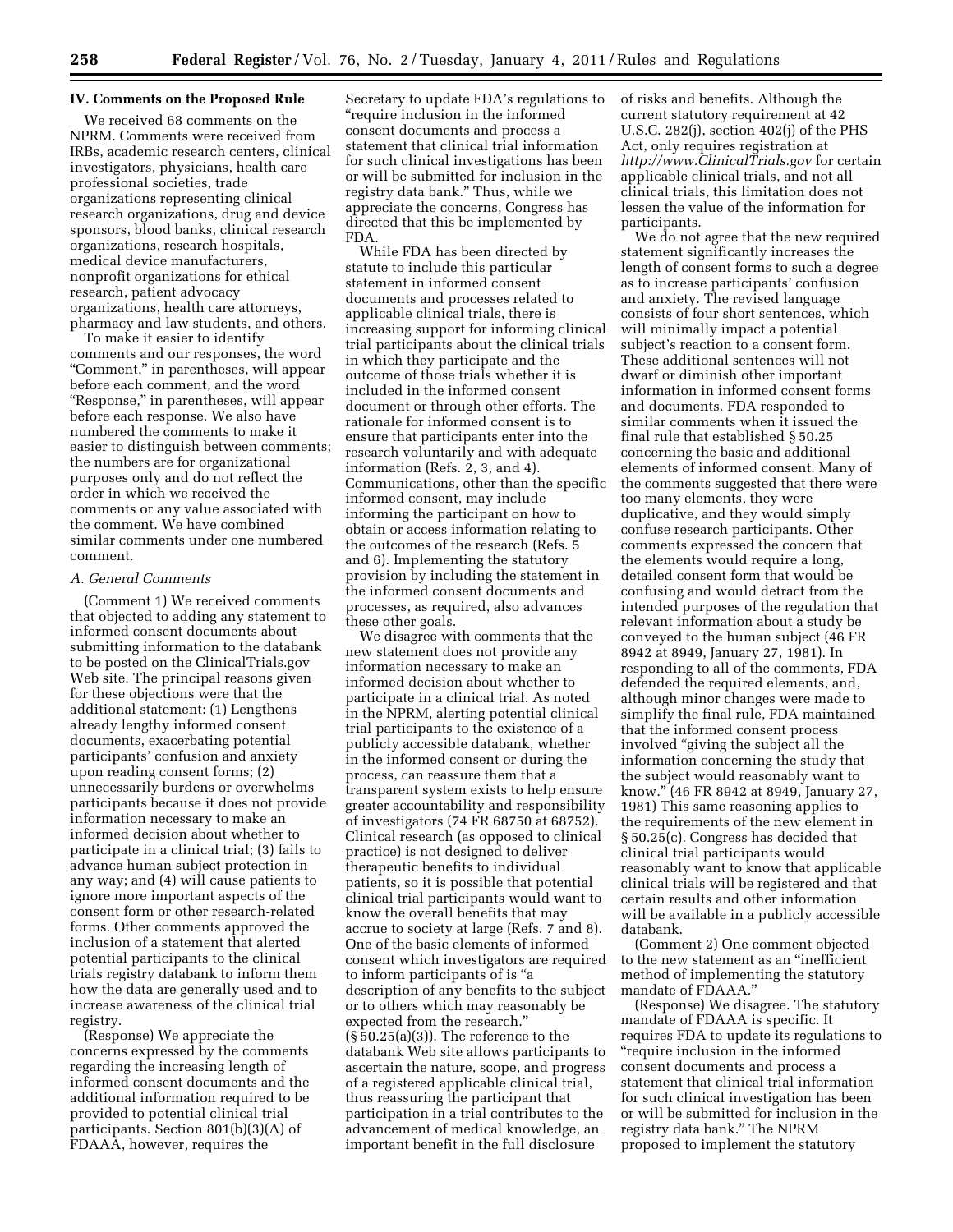## IV. Comments on the Proposed Rule

We received 68 comments on the NPRM. Comments were received from IRBs, academic research centers, clinical investigators, physicians, health care professional societies, trade organizations representing clinical research organizations, drug and device sponsors, blood banks, clinical research organizations, research hospitals, medical device manufacturers, nonprofit organizations for ethical research, patient advocacy organizations, health care attorneys, pharmacy and law students, and others.

To make it easier to identify comments and our responses, the word "Comment," in parentheses, will appear before each comment, and the word "Response," in parentheses, will appear before each response. We also have numbered the comments to make it easier to distinguish between comments; the numbers are for organizational purposes only and do not reflect the order in which we received the comments or any value associated with the comment. We have combined similar comments under one numbered comment.

### A. General Comments

(Comment 1) We received comments that objected to adding any statement to informed consent documents about submitting information to the databank to be posted on the ClinicalTrials.gov Web site. The principal reasons given for these objections were that the additional statement: (1) Lengthens already lengthy informed consent documents, exacerbating potential participants' confusion and anxiety upon reading consent forms; (2) unnecessarily burdens or overwhelms participants because it does not provide information necessary to make an informed decision about whether to participate in a clinical trial; (3) fails to advance human subject protection in any way; and (4) will cause patients to ignore more important aspects of the consent form or other research-related forms. Other comments approved the inclusion of a statement that alerted potential participants to the clinical trials registry databank to inform them how the data are generally used and to increase awareness of the clinical trial registry.

(Response) We appreciate the concerns expressed by the comments regarding the increasing length of informed consent documents and the additional information required to be provided to potential clinical trial participants. Section 801(b)(3)(A) of FDAAA, however, requires the Secretary to update FDA's regulations to "require inclusion in the informed consent documents and process a statement that clinical trial information for such clinical investigations has been or will be submitted for inclusion in the registry data bank." Thus, while we appreciate the concerns, Congress has directed that this be implemented by FDA.

While FDA has been directed by statute to include this particular statement in informed consent documents and processes related to applicable clinical trials, there is increasing support for informing clinical trial participants about the clinical trials in which they participate and the outcome of those trials whether it is included in the informed consent document or through other efforts. The rationale for informed consent is to ensure that participants enter into the research voluntarily and with adequate information (Refs. 2, 3, and 4). Communications, other than the specific informed consent, may include informing the participant on how to obtain or access information relating to the outcomes of the research (Refs. 5 and 6). Implementing the statutory provision by including the statement in the informed consent documents and processes, as required, also advances these other goals.

We disagree with comments that the new statement does not provide any information necessary to make an informed decision about whether to participate in a clinical trial. As noted in the NPRM, alerting potential clinical trial participants to the existence of a publicly accessible databank, whether in the informed consent or during the process, can reassure them that a transparent system exists to help ensure greater accountability and responsibility of investigators (74 FR 68750 at 68752). Clinical research (as opposed to clinical practice) is not designed to deliver therapeutic benefits to individual patients, so it is possible that potential clinical trial participants would want to know the overall benefits that may accrue to society at large (Refs. 7 and 8). One of the basic elements of informed consent which investigators are required to inform participants of is "a description of any benefits to the subject or to others which may reasonably be expected from the research." (§ 50.25(a)(3)). The reference to the databank Web site allows participants to ascertain the nature, scope, and progress of a registered applicable clinical trial, thus reassuring the participant that participation in a trial contributes to the advancement of medical knowledge, an important benefit in the full disclosure of risks and benefits. Although the current statutory requirement at 42 U.S.C. 282(j), section 402(j) of the PHS Act, only requires registration at *http://www.ClinicalTrials.gov* for certain applicable clinical trials, and not all clinical trials, this limitation does not lessen the value of the information for participants.

We do not agree that the new required statement significantly increases the length of consent forms to such a degree as to increase participants' confusion and anxiety. The revised language consists of four short sentences, which will minimally impact a potential subject's reaction to a consent form. These additional sentences will not dwarf or diminish other important information in informed consent forms and documents. FDA responded to similar comments when it issued the final rule that established § 50.25 concerning the basic and additional elements of informed consent. Many of the comments suggested that there were too many elements, they were duplicative, and they would simply confuse research participants. Other comments expressed the concern that the elements would require a long, detailed consent form that would be confusing and would detract from the intended purposes of the regulation that relevant information about a study be conveyed to the human subject (46 FR 8942 at 8949, January 27, 1981). In responding to all of the comments, FDA defended the required elements, and, although minor changes were made to simplify the final rule, FDA maintained that the informed consent process involved "giving the subject all the information concerning the study that the subject would reasonably want to know." (46 FR 8942 at 8949, January 27, 1981) This same reasoning applies to the requirements of the new element in § 50.25(c). Congress has decided that clinical trial participants would reasonably want to know that applicable clinical trials will be registered and that certain results and other information will be available in a publicly accessible databank.

(Comment 2) One comment objected to the new statement as an "inefficient method of implementing the statutory mandate of FDAAA."

(Response) We disagree. The statutory mandate of FDAAA is specific. It requires FDA to update its regulations to "require inclusion in the informed consent documents and process a statement that clinical trial information for such clinical investigation has been or will be submitted for inclusion in the registry data bank." The NPRM proposed to implement the statutory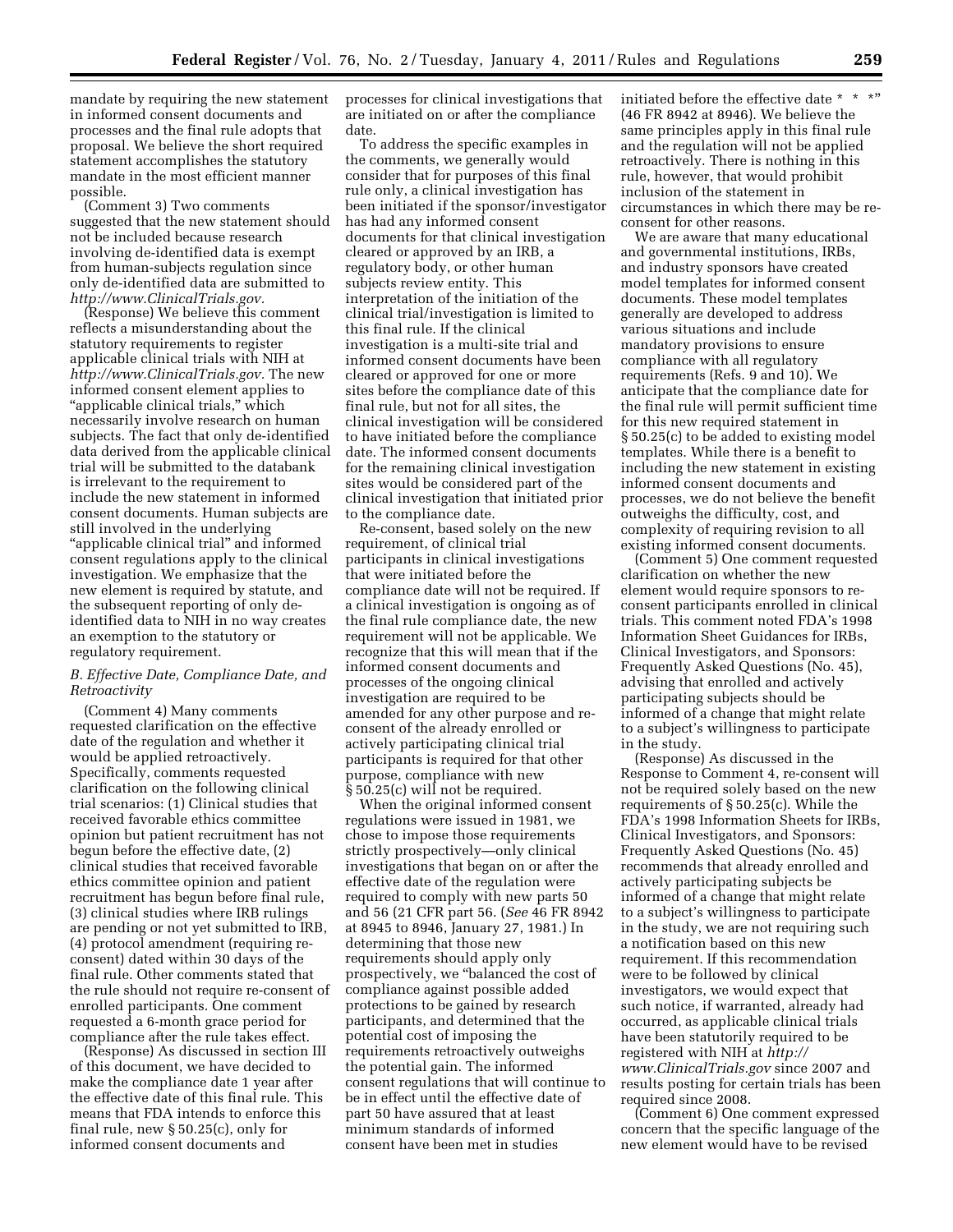mandate by requiring the new statement in informed consent documents and processes and the final rule adopts that proposal. We believe the short required statement accomplishes the statutory mandate in the most efficient manner possible.

(Comment 3) Two comments suggested that the new statement should not be included because research involving de-identified data is exempt from human-subjects regulation since only de-identified data are submitted to *http://www.ClinicalTrials.gov.*

(Response) We believe this comment reflects a misunderstanding about the statutory requirements to register applicable clinical trials with NIH at *http://www.ClinicalTrials.gov.* The new informed consent element applies to "applicable clinical trials," which necessarily involve research on human subjects. The fact that only de-identified data derived from the applicable clinical trial will be submitted to the databank is irrelevant to the requirement to include the new statement in informed consent documents. Human subjects are still involved in the underlying "applicable clinical trial" and informed consent regulations apply to the clinical investigation. We emphasize that the new element is required by statute, and the subsequent reporting of only de-identified data to NIH in no way creates an exemption to the statutory or regulatory requirement.

### *B. Effective Date, Compliance Date, and Retroactivity*

(Comment 4) Many comments requested clarification on the effective date of the regulation and whether it would be applied retroactively. Specifically, comments requested clarification on the following clinical trial scenarios: (1) Clinical studies that received favorable ethics committee opinion but patient recruitment has not begun before the effective date, (2) clinical studies that received favorable ethics committee opinion and patient recruitment has begun before final rule, (3) clinical studies where IRB rulings are pending or not yet submitted to IRB, (4) protocol amendment (requiring re-consent) dated within 30 days of the final rule. Other comments stated that the rule should not require re-consent of enrolled participants. One comment requested a 6-month grace period for compliance after the rule takes effect.

(Response) As discussed in section III of this document, we have decided to make the compliance date 1 year after the effective date of this final rule. This means that FDA intends to enforce this final rule, new § 50.25(c), only for informed consent documents and processes for clinical investigations that are initiated on or after the compliance date.

To address the specific examples in the comments, we generally would consider that for purposes of this final rule only, a clinical investigation has been initiated if the sponsor/investigator has had any informed consent documents for that clinical investigation cleared or approved by an IRB, a regulatory body, or other human subjects review entity. This interpretation of the initiation of the clinical trial/investigation is limited to this final rule. If the clinical investigation is a multi-site trial and informed consent documents have been cleared or approved for one or more sites before the compliance date of this final rule, but not for all sites, the clinical investigation will be considered to have initiated before the compliance date. The informed consent documents for the remaining clinical investigation sites would be considered part of the clinical investigation that initiated prior to the compliance date.

Re-consent, based solely on the new requirement, of clinical trial participants in clinical investigations that were initiated before the compliance date will not be required. If a clinical investigation is ongoing as of the final rule compliance date, the new requirement will not be applicable. We recognize that this will mean that if the informed consent documents and processes of the ongoing clinical investigation are required to be amended for any other purpose and re-consent of the already enrolled or actively participating clinical trial participants is required for that other purpose, compliance with new § 50.25(c) will not be required.

When the original informed consent regulations were issued in 1981, we chose to impose those requirements strictly prospectively—only clinical investigations that began on or after the effective date of the regulation were required to comply with new parts 50 and 56 (21 CFR part 56. (*See* 46 FR 8942 at 8945 to 8946, January 27, 1981.) In determining that those new requirements should apply only prospectively, we "balanced the cost of compliance against possible added protections to be gained by research participants, and determined that the potential cost of imposing the requirements retroactively outweighs the potential gain. The informed consent regulations that will continue to be in effect until the effective date of part 50 have assured that at least minimum standards of informed consent have been met in studies initiated before the effective date * * *" (46 FR 8942 at 8946). We believe the same principles apply in this final rule and the regulation will not be applied retroactively. There is nothing in this rule, however, that would prohibit inclusion of the statement in circumstances in which there may be re-consent for other reasons.

We are aware that many educational and governmental institutions, IRBs, and industry sponsors have created model templates for informed consent documents. These model templates generally are developed to address various situations and include mandatory provisions to ensure compliance with all regulatory requirements (Refs. 9 and 10). We anticipate that the compliance date for the final rule will permit sufficient time for this new required statement in § 50.25(c) to be added to existing model templates. While there is a benefit to including the new statement in existing informed consent documents and processes, we do not believe the benefit outweighs the difficulty, cost, and complexity of requiring revision to all existing informed consent documents.

(Comment 5) One comment requested clarification on whether the new element would require sponsors to re-consent participants enrolled in clinical trials. This comment noted FDA's 1998 Information Sheet Guidances for IRBs, Clinical Investigators, and Sponsors: Frequently Asked Questions (No. 45), advising that enrolled and actively participating subjects should be informed of a change that might relate to a subject's willingness to participate in the study.

(Response) As discussed in the Response to Comment 4, re-consent will not be required solely based on the new requirements of § 50.25(c). While the FDA's 1998 Information Sheets for IRBs, Clinical Investigators, and Sponsors: Frequently Asked Questions (No. 45) recommends that already enrolled and actively participating subjects be informed of a change that might relate to a subject's willingness to participate in the study, we are not requiring such a notification based on this new requirement. If this recommendation were to be followed by clinical investigators, we would expect that such notice, if warranted, already had occurred, as applicable clinical trials have been statutorily required to be registered with NIH at *http://www.ClinicalTrials.gov* since 2007 and results posting for certain trials has been required since 2008.

(Comment 6) One comment expressed concern that the specific language of the new element would have to be revised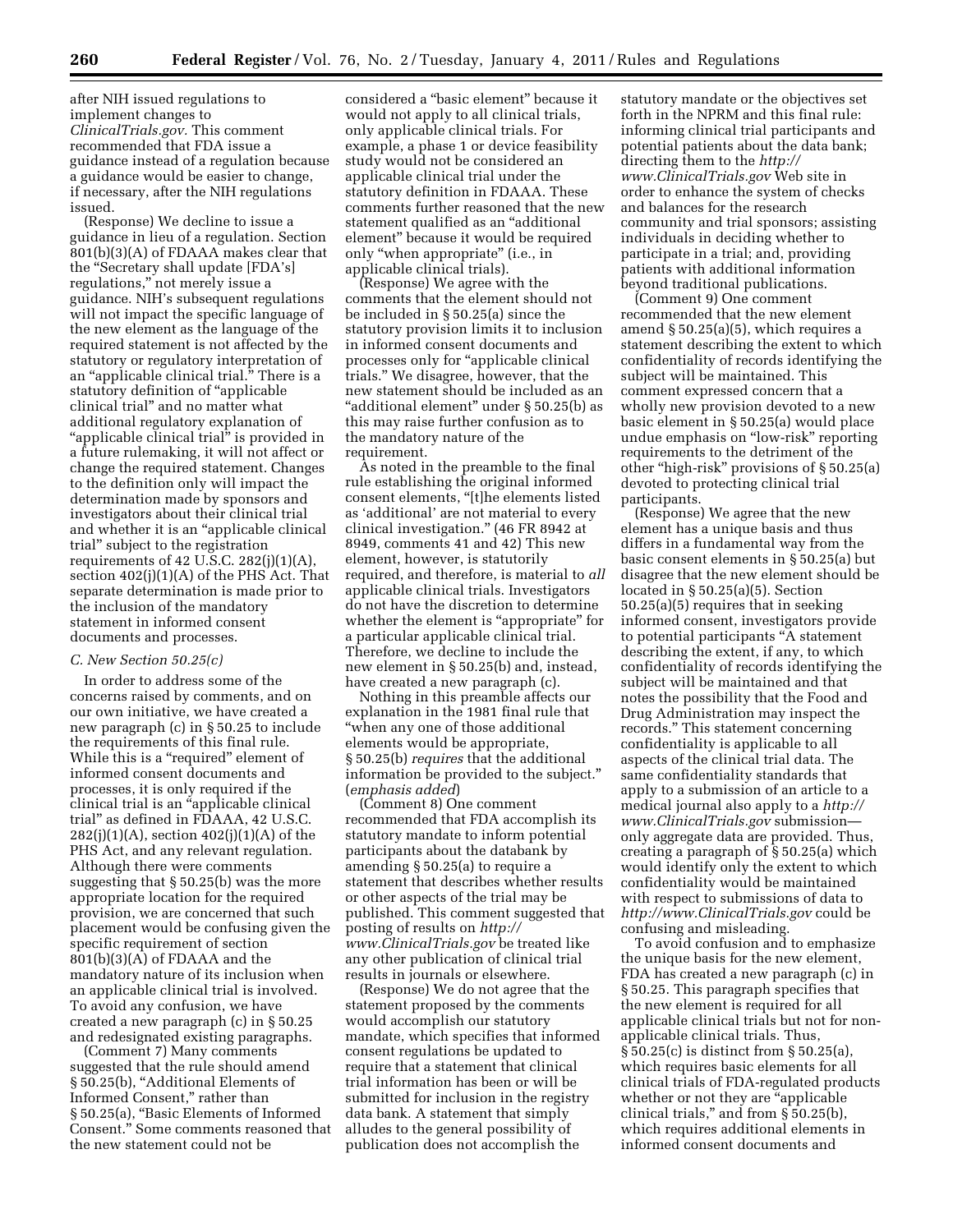after NIH issued regulations to implement changes to *ClinicalTrials.gov*. This comment recommended that FDA issue a guidance instead of a regulation because a guidance would be easier to change, if necessary, after the NIH regulations issued.

(Response) We decline to issue a guidance in lieu of a regulation. Section 801(b)(3)(A) of FDAAA makes clear that the "Secretary shall update [FDA's] regulations," not merely issue a guidance. NIH's subsequent regulations will not impact the specific language of the new element as the language of the required statement is not affected by the statutory or regulatory interpretation of an "applicable clinical trial." There is a statutory definition of "applicable clinical trial" and no matter what additional regulatory explanation of "applicable clinical trial" is provided in a future rulemaking, it will not affect or change the required statement. Changes to the definition only will impact the determination made by sponsors and investigators about their clinical trial and whether it is an "applicable clinical trial" subject to the registration requirements of 42 U.S.C. 282(j)(1)(A), section 402(j)(1)(A) of the PHS Act. That separate determination is made prior to the inclusion of the mandatory statement in informed consent documents and processes.

### C. New Section 50.25(c)

In order to address some of the concerns raised by comments, and on our own initiative, we have created a new paragraph (c) in § 50.25 to include the requirements of this final rule. While this is a "required" element of informed consent documents and processes, it is only required if the clinical trial is an "applicable clinical trial" as defined in FDAAA, 42 U.S.C. 282(j)(1)(A), section 402(j)(1)(A) of the PHS Act, and any relevant regulation. Although there were comments suggesting that § 50.25(b) was the more appropriate location for the required provision, we are concerned that such placement would be confusing given the specific requirement of section 801(b)(3)(A) of FDAAA and the mandatory nature of its inclusion when an applicable clinical trial is involved. To avoid any confusion, we have created a new paragraph (c) in § 50.25 and redesignated existing paragraphs.

(Comment 7) Many comments suggested that the rule should amend § 50.25(b), "Additional Elements of Informed Consent," rather than § 50.25(a), "Basic Elements of Informed Consent." Some comments reasoned that the new statement could not be considered a "basic element" because it would not apply to all clinical trials, only applicable clinical trials. For example, a phase 1 or device feasibility study would not be considered an applicable clinical trial under the statutory definition in FDAAA. These comments further reasoned that the new statement qualified as an "additional element" because it would be required only "when appropriate" (i.e., in applicable clinical trials).

(Response) We agree with the comments that the element should not be included in § 50.25(a) since the statutory provision limits it to inclusion in informed consent documents and processes only for "applicable clinical trials." We disagree, however, that the new statement should be included as an "additional element" under § 50.25(b) as this may raise further confusion as to the mandatory nature of the requirement.

As noted in the preamble to the final rule establishing the original informed consent elements, "[t]he elements listed as 'additional' are not material to every clinical investigation." (46 FR 8942 at 8949, comments 41 and 42) This new element, however, is statutorily required, and therefore, is material to *all* applicable clinical trials. Investigators do not have the discretion to determine whether the element is "appropriate" for a particular applicable clinical trial. Therefore, we decline to include the new element in § 50.25(b) and, instead, have created a new paragraph (c).

Nothing in this preamble affects our explanation in the 1981 final rule that "when any one of those additional elements would be appropriate, § 50.25(b) *requires* that the additional information be provided to the subject." (*emphasis added*)

(Comment 8) One comment recommended that FDA accomplish its statutory mandate to inform potential participants about the databank by amending § 50.25(a) to require a statement that describes whether results or other aspects of the trial may be published. This comment suggested that posting of results on *http://www.ClinicalTrials.gov* be treated like any other publication of clinical trial results in journals or elsewhere.

(Response) We do not agree that the statement proposed by the comments would accomplish our statutory mandate, which specifies that informed consent regulations be updated to require that a statement that clinical trial information has been or will be submitted for inclusion in the registry data bank. A statement that simply alludes to the general possibility of publication does not accomplish the statutory mandate or the objectives set forth in the NPRM and this final rule: informing clinical trial participants and potential patients about the data bank; directing them to the *http://www.ClinicalTrials.gov* Web site in order to enhance the system of checks and balances for the research community and trial sponsors; assisting individuals in deciding whether to participate in a trial; and, providing patients with additional information beyond traditional publications.

(Comment 9) One comment recommended that the new element amend § 50.25(a)(5), which requires a statement describing the extent to which confidentiality of records identifying the subject will be maintained. This comment expressed concern that a wholly new provision devoted to a new basic element in § 50.25(a) would place undue emphasis on "low-risk" reporting requirements to the detriment of the other "high-risk" provisions of § 50.25(a) devoted to protecting clinical trial participants.

(Response) We agree that the new element has a unique basis and thus differs in a fundamental way from the basic consent elements in § 50.25(a) but disagree that the new element should be located in § 50.25(a)(5). Section 50.25(a)(5) requires that in seeking informed consent, investigators provide to potential participants "A statement describing the extent, if any, to which confidentiality of records identifying the subject will be maintained and that notes the possibility that the Food and Drug Administration may inspect the records." This statement concerning confidentiality is applicable to all aspects of the clinical trial data. The same confidentiality standards that apply to a submission of an article to a medical journal also apply to a *http://www.ClinicalTrials.gov* submission—only aggregate data are provided. Thus, creating a paragraph of § 50.25(a) which would identify only the extent to which confidentiality would be maintained with respect to submissions of data to *http://www.ClinicalTrials.gov* could be confusing and misleading.

To avoid confusion and to emphasize the unique basis for the new element, FDA has created a new paragraph (c) in § 50.25. This paragraph specifies that the new element is required for all applicable clinical trials but not for non-applicable clinical trials. Thus, § 50.25(c) is distinct from § 50.25(a), which requires basic elements for all clinical trials of FDA-regulated products whether or not they are "applicable clinical trials," and from § 50.25(b), which requires additional elements in informed consent documents and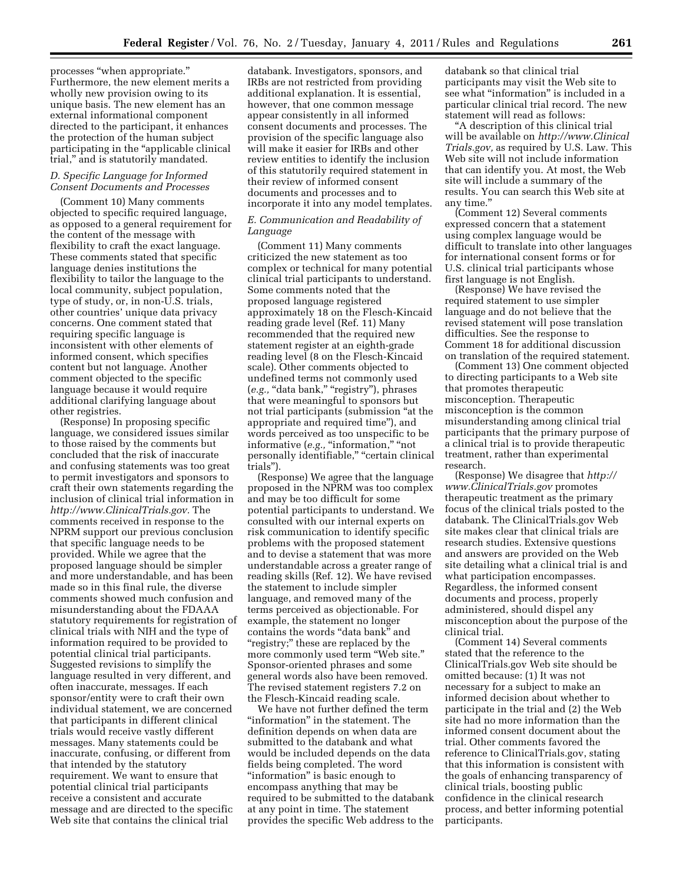processes "when appropriate." Furthermore, the new element merits a wholly new provision owing to its unique basis. The new element has an external informational component directed to the participant, it enhances the protection of the human subject participating in the "applicable clinical trial," and is statutorily mandated.

### D. Specific Language for Informed Consent Documents and Processes

(Comment 10) Many comments objected to specific required language, as opposed to a general requirement for the content of the message with flexibility to craft the exact language. These comments stated that specific language denies institutions the flexibility to tailor the language to the local community, subject population, type of study, or, in non-U.S. trials, other countries' unique data privacy concerns. One comment stated that requiring specific language is inconsistent with other elements of informed consent, which specifies content but not language. Another comment objected to the specific language because it would require additional clarifying language about other registries.

(Response) In proposing specific language, we considered issues similar to those raised by the comments but concluded that the risk of inaccurate and confusing statements was too great to permit investigators and sponsors to craft their own statements regarding the inclusion of clinical trial information in *http://www.ClinicalTrials.gov.* The comments received in response to the NPRM support our previous conclusion that specific language needs to be provided. While we agree that the proposed language should be simpler and more understandable, and has been made so in this final rule, the diverse comments showed much confusion and misunderstanding about the FDAAA statutory requirements for registration of clinical trials with NIH and the type of information required to be provided to potential clinical trial participants. Suggested revisions to simplify the language resulted in very different, and often inaccurate, messages. If each sponsor/entity were to craft their own individual statement, we are concerned that participants in different clinical trials would receive vastly different messages. Many statements could be inaccurate, confusing, or different from that intended by the statutory requirement. We want to ensure that potential clinical trial participants receive a consistent and accurate message and are directed to the specific Web site that contains the clinical trial databank. Investigators, sponsors, and IRBs are not restricted from providing additional explanation. It is essential, however, that one common message appear consistently in all informed consent documents and processes. The provision of the specific language also will make it easier for IRBs and other review entities to identify the inclusion of this statutorily required statement in their review of informed consent documents and processes and to incorporate it into any model templates.

### E. Communication and Readability of Language

(Comment 11) Many comments criticized the new statement as too complex or technical for many potential clinical trial participants to understand. Some comments noted that the proposed language registered approximately 18 on the Flesch-Kincaid reading grade level (Ref. 11) Many recommended that the required new statement register at an eighth-grade reading level (8 on the Flesch-Kincaid scale). Other comments objected to undefined terms not commonly used (*e.g.,* "data bank," "registry"), phrases that were meaningful to sponsors but not trial participants (submission "at the appropriate and required time"), and words perceived as too unspecific to be informative (*e.g.,* "information," "not personally identifiable," "certain clinical trials").

(Response) We agree that the language proposed in the NPRM was too complex and may be too difficult for some potential participants to understand. We consulted with our internal experts on risk communication to identify specific problems with the proposed statement and to devise a statement that was more understandable across a greater range of reading skills (Ref. 12). We have revised the statement to include simpler language, and removed many of the terms perceived as objectionable. For example, the statement no longer contains the words "data bank" and "registry;" these are replaced by the more commonly used term "Web site." Sponsor-oriented phrases and some general words also have been removed. The revised statement registers 7.2 on the Flesch-Kincaid reading scale.

We have not further defined the term "information" in the statement. The definition depends on when data are submitted to the databank and what would be included depends on the data fields being completed. The word "information" is basic enough to encompass anything that may be required to be submitted to the databank at any point in time. The statement provides the specific Web address to the databank so that clinical trial participants may visit the Web site to see what "information" is included in a particular clinical trial record. The new statement will read as follows:

"A description of this clinical trial will be available on *http://www.ClinicalTrials.gov,* as required by U.S. Law. This Web site will not include information that can identify you. At most, the Web site will include a summary of the results. You can search this Web site at any time."

(Comment 12) Several comments expressed concern that a statement using complex language would be difficult to translate into other languages for international consent forms or for U.S. clinical trial participants whose first language is not English.

(Response) We have revised the required statement to use simpler language and do not believe that the revised statement will pose translation difficulties. See the response to Comment 18 for additional discussion on translation of the required statement.

(Comment 13) One comment objected to directing participants to a Web site that promotes therapeutic misconception. Therapeutic misconception is the common misunderstanding among clinical trial participants that the primary purpose of a clinical trial is to provide therapeutic treatment, rather than experimental research.

(Response) We disagree that *http://www.ClinicalTrials.gov* promotes therapeutic treatment as the primary focus of the clinical trials posted to the databank. The ClinicalTrials.gov Web site makes clear that clinical trials are research studies. Extensive questions and answers are provided on the Web site detailing what a clinical trial is and what participation encompasses. Regardless, the informed consent documents and process, properly administered, should dispel any misconception about the purpose of the clinical trial.

(Comment 14) Several comments stated that the reference to the ClinicalTrials.gov Web site should be omitted because: (1) It was not necessary for a subject to make an informed decision about whether to participate in the trial and (2) the Web site had no more information than the informed consent document about the trial. Other comments favored the reference to ClinicalTrials.gov, stating that this information is consistent with the goals of enhancing transparency of clinical trials, boosting public confidence in the clinical research process, and better informing potential participants.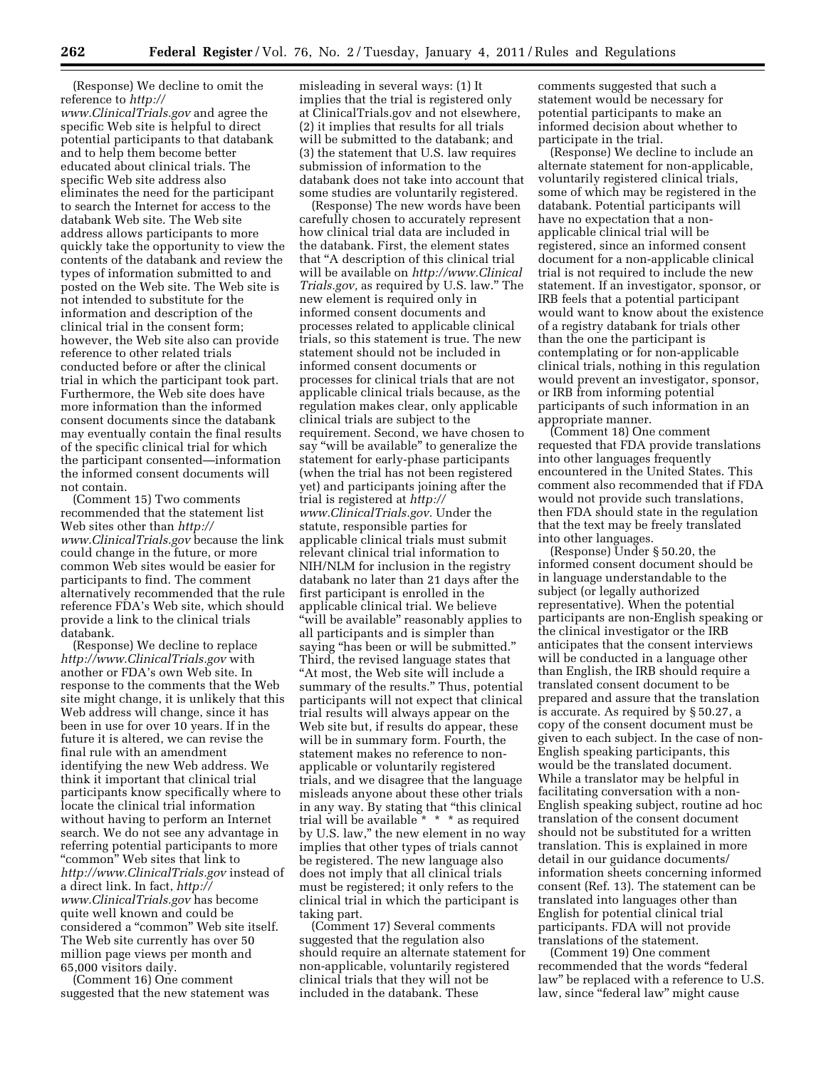(Response) We decline to omit the reference to *http://www.ClinicalTrials.gov* and agree the specific Web site is helpful to direct potential participants to that databank and to help them become better educated about clinical trials. The specific Web site address also eliminates the need for the participant to search the Internet for access to the databank Web site. The Web site address allows participants to more quickly take the opportunity to view the contents of the databank and review the types of information submitted to and posted on the Web site. The Web site is not intended to substitute for the information and description of the clinical trial in the consent form; however, the Web site also can provide reference to other related trials conducted before or after the clinical trial in which the participant took part. Furthermore, the Web site does have more information than the informed consent documents since the databank may eventually contain the final results of the specific clinical trial for which the participant consented—information the informed consent documents will not contain.

(Comment 15) Two comments recommended that the statement list Web sites other than *http://www.ClinicalTrials.gov* because the link could change in the future, or more common Web sites would be easier for participants to find. The comment alternatively recommended that the rule reference FDA's Web site, which should provide a link to the clinical trials databank.

(Response) We decline to replace *http://www.ClinicalTrials.gov* with another or FDA's own Web site. In response to the comments that the Web site might change, it is unlikely that this Web address will change, since it has been in use for over 10 years. If in the future it is altered, we can revise the final rule with an amendment identifying the new Web address. We think it important that clinical trial participants know specifically where to locate the clinical trial information without having to perform an Internet search. We do not see any advantage in referring potential participants to more "common" Web sites that link to *http://www.ClinicalTrials.gov* instead of a direct link. In fact, *http://www.ClinicalTrials.gov* has become quite well known and could be considered a "common" Web site itself. The Web site currently has over 50 million page views per month and 65,000 visitors daily.

(Comment 16) One comment suggested that the new statement was misleading in several ways: (1) It implies that the trial is registered only at ClinicalTrials.gov and not elsewhere, (2) it implies that results for all trials will be submitted to the databank; and (3) the statement that U.S. law requires submission of information to the databank does not take into account that some studies are voluntarily registered.

(Response) The new words have been carefully chosen to accurately represent how clinical trial data are included in the databank. First, the element states that "A description of this clinical trial will be available on *http://www.ClinicalTrials.gov,* as required by U.S. law." The new element is required only in informed consent documents and processes related to applicable clinical trials, so this statement is true. The new statement should not be included in informed consent documents or processes for clinical trials that are not applicable clinical trials because, as the regulation makes clear, only applicable clinical trials are subject to the requirement. Second, we have chosen to say "will be available" to generalize the statement for early-phase participants (when the trial has not been registered yet) and participants joining after the trial is registered at *http://www.ClinicalTrials.gov.* Under the statute, responsible parties for applicable clinical trials must submit relevant clinical trial information to NIH/NLM for inclusion in the registry databank no later than 21 days after the first participant is enrolled in the applicable clinical trial. We believe "will be available" reasonably applies to all participants and is simpler than saying "has been or will be submitted." Third, the revised language states that "At most, the Web site will include a summary of the results." Thus, potential participants will not expect that clinical trial results will always appear on the Web site but, if results do appear, these will be in summary form. Fourth, the statement makes no reference to non-applicable or voluntarily registered trials, and we disagree that the language misleads anyone about these other trials in any way. By stating that "this clinical trial will be available * * * as required by U.S. law," the new element in no way implies that other types of trials cannot be registered. The new language also does not imply that all clinical trials must be registered; it only refers to the clinical trial in which the participant is taking part.

(Comment 17) Several comments suggested that the regulation also should require an alternate statement for non-applicable, voluntarily registered clinical trials that they will not be included in the databank. These comments suggested that such a statement would be necessary for potential participants to make an informed decision about whether to participate in the trial.

(Response) We decline to include an alternate statement for non-applicable, voluntarily registered clinical trials, some of which may be registered in the databank. Potential participants will have no expectation that a non-applicable clinical trial will be registered, since an informed consent document for a non-applicable clinical trial is not required to include the new statement. If an investigator, sponsor, or IRB feels that a potential participant would want to know about the existence of a registry databank for trials other than the one the participant is contemplating or for non-applicable clinical trials, nothing in this regulation would prevent an investigator, sponsor, or IRB from informing potential participants of such information in an appropriate manner.

(Comment 18) One comment requested that FDA provide translations into other languages frequently encountered in the United States. This comment also recommended that if FDA would not provide such translations, then FDA should state in the regulation that the text may be freely translated into other languages.

(Response) Under § 50.20, the informed consent document should be in language understandable to the subject (or legally authorized representative). When the potential participants are non-English speaking or the clinical investigator or the IRB anticipates that the consent interviews will be conducted in a language other than English, the IRB should require a translated consent document to be prepared and assure that the translation is accurate. As required by § 50.27, a copy of the consent document must be given to each subject. In the case of non-English speaking participants, this would be the translated document. While a translator may be helpful in facilitating conversation with a non-English speaking subject, routine ad hoc translation of the consent document should not be substituted for a written translation. This is explained in more detail in our guidance documents/information sheets concerning informed consent (Ref. 13). The statement can be translated into languages other than English for potential clinical trial participants. FDA will not provide translations of the statement.

(Comment 19) One comment recommended that the words "federal law" be replaced with a reference to U.S. law, since "federal law" might cause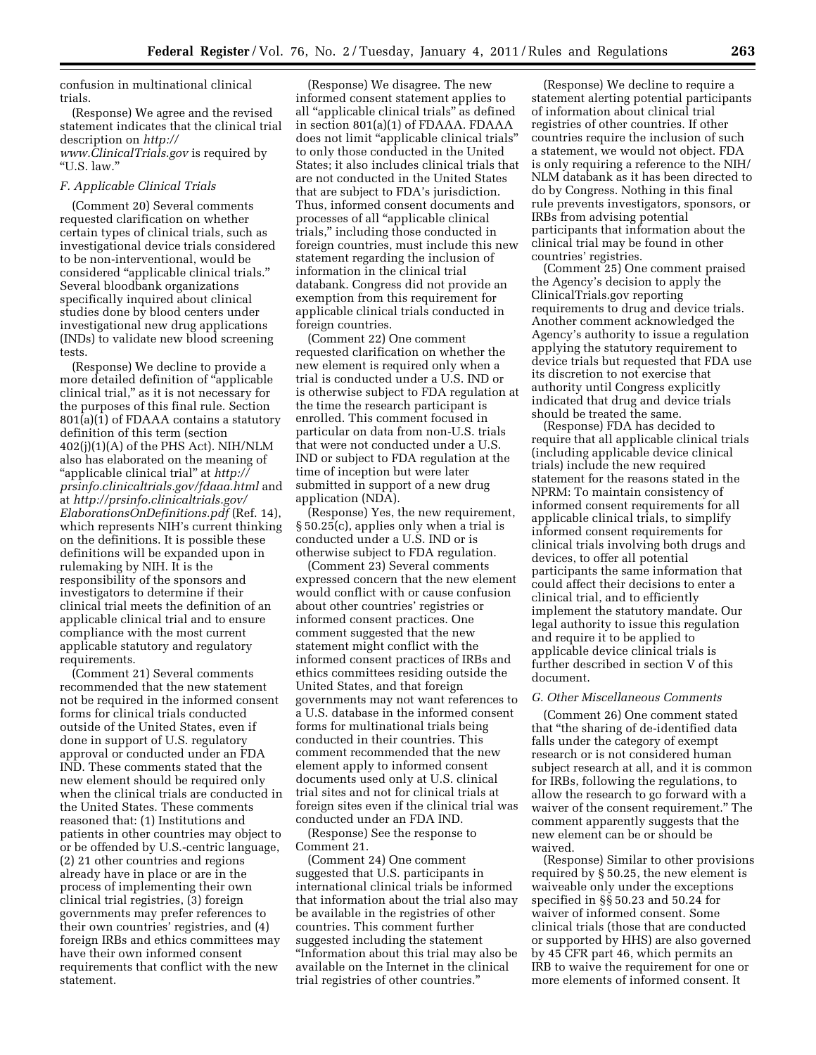confusion in multinational clinical trials.

(Response) We agree and the revised statement indicates that the clinical trial description on *http://www.ClinicalTrials.gov* is required by "U.S. law."

### *F. Applicable Clinical Trials*

(Comment 20) Several comments requested clarification on whether certain types of clinical trials, such as investigational device trials considered to be non-interventional, would be considered "applicable clinical trials." Several bloodbank organizations specifically inquired about clinical studies done by blood centers under investigational new drug applications (INDs) to validate new blood screening tests.

(Response) We decline to provide a more detailed definition of "applicable clinical trial," as it is not necessary for the purposes of this final rule. Section 801(a)(1) of FDAAA contains a statutory definition of this term (section 402(j)(1)(A) of the PHS Act). NIH/NLM also has elaborated on the meaning of "applicable clinical trial" at *http://prsinfo.clinicaltrials.gov/fdaaa.html* and at *http://prsinfo.clinicaltrials.gov/ElaborationsOnDefinitions.pdf* (Ref. 14), which represents NIH's current thinking on the definitions. It is possible these definitions will be expanded upon in rulemaking by NIH. It is the responsibility of the sponsors and investigators to determine if their clinical trial meets the definition of an applicable clinical trial and to ensure compliance with the most current applicable statutory and regulatory requirements.

(Comment 21) Several comments recommended that the new statement not be required in the informed consent forms for clinical trials conducted outside of the United States, even if done in support of U.S. regulatory approval or conducted under an FDA IND. These comments stated that the new element should be required only when the clinical trials are conducted in the United States. These comments reasoned that: (1) Institutions and patients in other countries may object to or be offended by U.S.-centric language, (2) 21 other countries and regions already have in place or are in the process of implementing their own clinical trial registries, (3) foreign governments may prefer references to their own countries' registries, and (4) foreign IRBs and ethics committees may have their own informed consent requirements that conflict with the new statement.

(Response) We disagree. The new informed consent statement applies to all "applicable clinical trials" as defined in section 801(a)(1) of FDAAA. FDAAA does not limit "applicable clinical trials" to only those conducted in the United States; it also includes clinical trials that are not conducted in the United States that are subject to FDA's jurisdiction. Thus, informed consent documents and processes of all "applicable clinical trials," including those conducted in foreign countries, must include this new statement regarding the inclusion of information in the clinical trial databank. Congress did not provide an exemption from this requirement for applicable clinical trials conducted in foreign countries.

(Comment 22) One comment requested clarification on whether the new element is required only when a trial is conducted under a U.S. IND or is otherwise subject to FDA regulation at the time the research participant is enrolled. This comment focused in particular on data from non-U.S. trials that were not conducted under a U.S. IND or subject to FDA regulation at the time of inception but were later submitted in support of a new drug application (NDA).

(Response) Yes, the new requirement, § 50.25(c), applies only when a trial is conducted under a U.S. IND or is otherwise subject to FDA regulation.

(Comment 23) Several comments expressed concern that the new element would conflict with or cause confusion about other countries' registries or informed consent practices. One comment suggested that the new statement might conflict with the informed consent practices of IRBs and ethics committees residing outside the United States, and that foreign governments may not want references to a U.S. database in the informed consent forms for multinational trials being conducted in their countries. This comment recommended that the new element apply to informed consent documents used only at U.S. clinical trial sites and not for clinical trials at foreign sites even if the clinical trial was conducted under an FDA IND.

(Response) See the response to Comment 21.

(Comment 24) One comment suggested that U.S. participants in international clinical trials be informed that information about the trial also may be available in the registries of other countries. This comment further suggested including the statement "Information about this trial may also be available on the Internet in the clinical trial registries of other countries."

(Response) We decline to require a statement alerting potential participants of information about clinical trial registries of other countries. If other countries require the inclusion of such a statement, we would not object. FDA is only requiring a reference to the NIH/NLM databank as it has been directed to do by Congress. Nothing in this final rule prevents investigators, sponsors, or IRBs from advising potential participants that information about the clinical trial may be found in other countries' registries.

(Comment 25) One comment praised the Agency's decision to apply the ClinicalTrials.gov reporting requirements to drug and device trials. Another comment acknowledged the Agency's authority to issue a regulation applying the statutory requirement to device trials but requested that FDA use its discretion to not exercise that authority until Congress explicitly indicated that drug and device trials should be treated the same.

(Response) FDA has decided to require that all applicable clinical trials (including applicable device clinical trials) include the new required statement for the reasons stated in the NPRM: To maintain consistency of informed consent requirements for all applicable clinical trials, to simplify informed consent requirements for clinical trials involving both drugs and devices, to offer all potential participants the same information that could affect their decisions to enter a clinical trial, and to efficiently implement the statutory mandate. Our legal authority to issue this regulation and require it to be applied to applicable device clinical trials is further described in section V of this document.

### *G. Other Miscellaneous Comments*

(Comment 26) One comment stated that "the sharing of de-identified data falls under the category of exempt research or is not considered human subject research at all, and it is common for IRBs, following the regulations, to allow the research to go forward with a waiver of the consent requirement." The comment apparently suggests that the new element can be or should be waived.

(Response) Similar to other provisions required by § 50.25, the new element is waiveable only under the exceptions specified in §§ 50.23 and 50.24 for waiver of informed consent. Some clinical trials (those that are conducted or supported by HHS) are also governed by 45 CFR part 46, which permits an IRB to waive the requirement for one or more elements of informed consent. It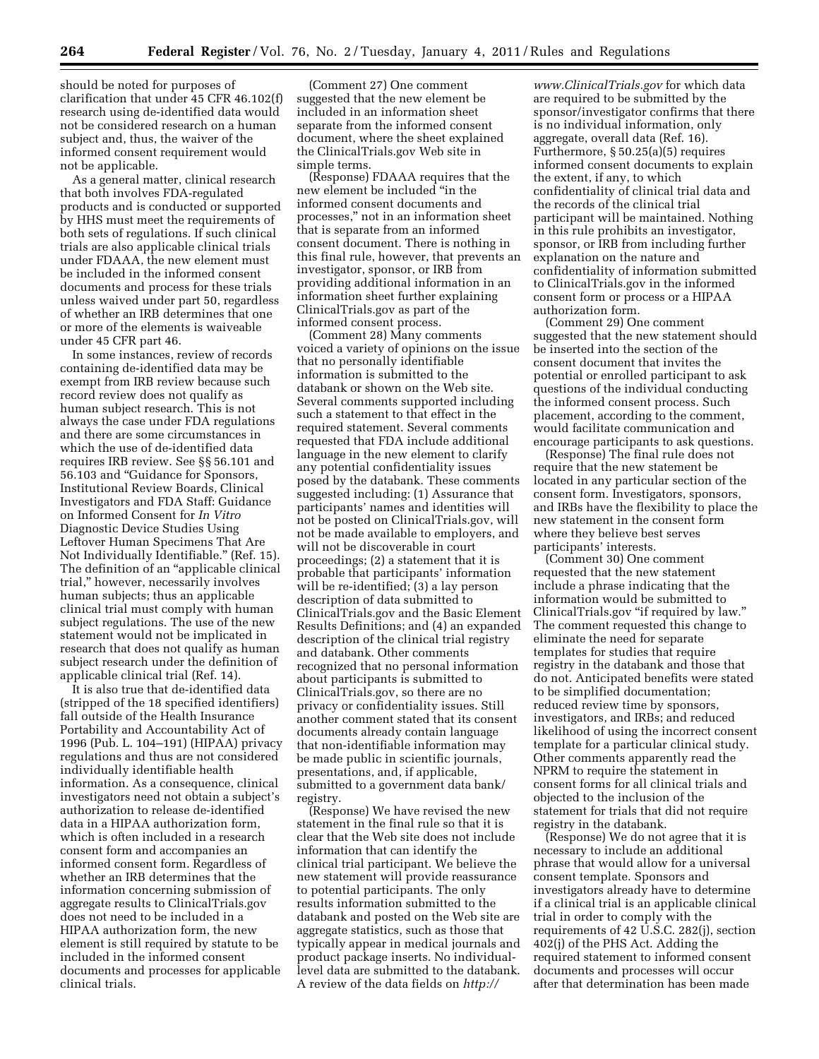should be noted for purposes of clarification that under 45 CFR 46.102(f) research using de-identified data would not be considered research on a human subject and, thus, the waiver of the informed consent requirement would not be applicable.

As a general matter, clinical research that both involves FDA-regulated products and is conducted or supported by HHS must meet the requirements of both sets of regulations. If such clinical trials are also applicable clinical trials under FDAAA, the new element must be included in the informed consent documents and process for these trials unless waived under part 50, regardless of whether an IRB determines that one or more of the elements is waiveable under 45 CFR part 46.

In some instances, review of records containing de-identified data may be exempt from IRB review because such record review does not qualify as human subject research. This is not always the case under FDA regulations and there are some circumstances in which the use of de-identified data requires IRB review. See §§ 56.101 and 56.103 and "Guidance for Sponsors, Institutional Review Boards, Clinical Investigators and FDA Staff: Guidance on Informed Consent for *In Vitro* Diagnostic Device Studies Using Leftover Human Specimens That Are Not Individually Identifiable." (Ref. 15). The definition of an "applicable clinical trial," however, necessarily involves human subjects; thus an applicable clinical trial must comply with human subject regulations. The use of the new statement would not be implicated in research that does not qualify as human subject research under the definition of applicable clinical trial (Ref. 14).

It is also true that de-identified data (stripped of the 18 specified identifiers) fall outside of the Health Insurance Portability and Accountability Act of 1996 (Pub. L. 104–191) (HIPAA) privacy regulations and thus are not considered individually identifiable health information. As a consequence, clinical investigators need not obtain a subject's authorization to release de-identified data in a HIPAA authorization form, which is often included in a research consent form and accompanies an informed consent form. Regardless of whether an IRB determines that the information concerning submission of aggregate results to ClinicalTrials.gov does not need to be included in a HIPAA authorization form, the new element is still required by statute to be included in the informed consent documents and processes for applicable clinical trials.

(Comment 27) One comment suggested that the new element be included in an information sheet separate from the informed consent document, where the sheet explained the ClinicalTrials.gov Web site in simple terms.

(Response) FDAAA requires that the new element be included "in the informed consent documents and processes," not in an information sheet that is separate from an informed consent document. There is nothing in this final rule, however, that prevents an investigator, sponsor, or IRB from providing additional information in an information sheet further explaining ClinicalTrials.gov as part of the informed consent process.

(Comment 28) Many comments voiced a variety of opinions on the issue that no personally identifiable information is submitted to the databank or shown on the Web site. Several comments supported including such a statement to that effect in the required statement. Several comments requested that FDA include additional language in the new element to clarify any potential confidentiality issues posed by the databank. These comments suggested including: (1) Assurance that participants' names and identities will not be posted on ClinicalTrials.gov, will not be made available to employers, and will not be discoverable in court proceedings; (2) a statement that it is probable that participants' information will be re-identified; (3) a lay person description of data submitted to ClinicalTrials.gov and the Basic Element Results Definitions; and (4) an expanded description of the clinical trial registry and databank. Other comments recognized that no personal information about participants is submitted to ClinicalTrials.gov, so there are no privacy or confidentiality issues. Still another comment stated that its consent documents already contain language that non-identifiable information may be made public in scientific journals, presentations, and, if applicable, submitted to a government data bank/registry.

(Response) We have revised the new statement in the final rule so that it is clear that the Web site does not include information that can identify the clinical trial participant. We believe the new statement will provide reassurance to potential participants. The only results information submitted to the databank and posted on the Web site are aggregate statistics, such as those that typically appear in medical journals and product package inserts. No individual-level data are submitted to the databank. A review of the data fields on *http://www.ClinicalTrials.gov* for which data are required to be submitted by the sponsor/investigator confirms that there is no individual information, only aggregate, overall data (Ref. 16). Furthermore, § 50.25(a)(5) requires informed consent documents to explain the extent, if any, to which confidentiality of clinical trial data and the records of the clinical trial participant will be maintained. Nothing in this rule prohibits an investigator, sponsor, or IRB from including further explanation on the nature and confidentiality of information submitted to ClinicalTrials.gov in the informed consent form or process or a HIPAA authorization form.

(Comment 29) One comment suggested that the new statement should be inserted into the section of the consent document that invites the potential or enrolled participant to ask questions of the individual conducting the informed consent process. Such placement, according to the comment, would facilitate communication and encourage participants to ask questions.

(Response) The final rule does not require that the new statement be located in any particular section of the consent form. Investigators, sponsors, and IRBs have the flexibility to place the new statement in the consent form where they believe best serves participants' interests.

(Comment 30) One comment requested that the new statement include a phrase indicating that the information would be submitted to ClinicalTrials.gov "if required by law." The comment requested this change to eliminate the need for separate templates for studies that require registry in the databank and those that do not. Anticipated benefits were stated to be simplified documentation; reduced review time by sponsors, investigators, and IRBs; and reduced likelihood of using the incorrect consent template for a particular clinical study. Other comments apparently read the NPRM to require the statement in consent forms for all clinical trials and objected to the inclusion of the statement for trials that did not require registry in the databank.

(Response) We do not agree that it is necessary to include an additional phrase that would allow for a universal consent template. Sponsors and investigators already have to determine if a clinical trial is an applicable clinical trial in order to comply with the requirements of 42 U.S.C. 282(j), section 402(j) of the PHS Act. Adding the required statement to informed consent documents and processes will occur after that determination has been made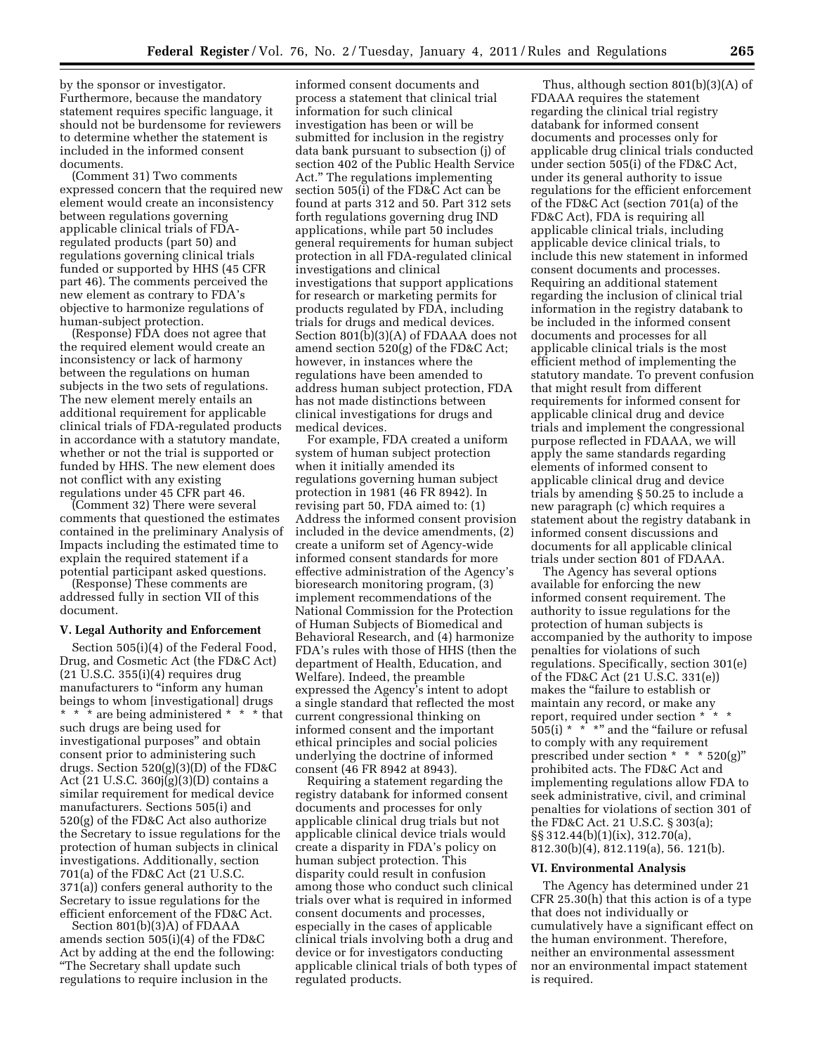by the sponsor or investigator. Furthermore, because the mandatory statement requires specific language, it should not be burdensome for reviewers to determine whether the statement is included in the informed consent documents.

(Comment 31) Two comments expressed concern that the required new element would create an inconsistency between regulations governing applicable clinical trials of FDA-regulated products (part 50) and regulations governing clinical trials funded or supported by HHS (45 CFR part 46). The comments perceived the new element as contrary to FDA's objective to harmonize regulations of human-subject protection.

(Response) FDA does not agree that the required element would create an inconsistency or lack of harmony between the regulations on human subjects in the two sets of regulations. The new element merely entails an additional requirement for applicable clinical trials of FDA-regulated products in accordance with a statutory mandate, whether or not the trial is supported or funded by HHS. The new element does not conflict with any existing regulations under 45 CFR part 46.

(Comment 32) There were several comments that questioned the estimates contained in the preliminary Analysis of Impacts including the estimated time to explain the required statement if a potential participant asked questions.

(Response) These comments are addressed fully in section VII of this document.

### V. Legal Authority and Enforcement

Section 505(i)(4) of the Federal Food, Drug, and Cosmetic Act (the FD&C Act) (21 U.S.C. 355(i)(4) requires drug manufacturers to "inform any human beings to whom [investigational] drugs * * * are being administered * * * that such drugs are being used for investigational purposes" and obtain consent prior to administering such drugs. Section 520(g)(3)(D) of the FD&C Act (21 U.S.C. 360j(g)(3)(D) contains a similar requirement for medical device manufacturers. Sections 505(i) and 520(g) of the FD&C Act also authorize the Secretary to issue regulations for the protection of human subjects in clinical investigations. Additionally, section 701(a) of the FD&C Act (21 U.S.C. 371(a)) confers general authority to the Secretary to issue regulations for the efficient enforcement of the FD&C Act.

Section 801(b)(3)A) of FDAAA amends section 505(i)(4) of the FD&C Act by adding at the end the following: "The Secretary shall update such regulations to require inclusion in the informed consent documents and process a statement that clinical trial information for such clinical investigation has been or will be submitted for inclusion in the registry data bank pursuant to subsection (j) of section 402 of the Public Health Service Act." The regulations implementing section 505(i) of the FD&C Act can be found at parts 312 and 50. Part 312 sets forth regulations governing drug IND applications, while part 50 includes general requirements for human subject protection in all FDA-regulated clinical investigations and clinical investigations that support applications for research or marketing permits for products regulated by FDA, including trials for drugs and medical devices. Section 801(b)(3)(A) of FDAAA does not amend section 520(g) of the FD&C Act; however, in instances where the regulations have been amended to address human subject protection, FDA has not made distinctions between clinical investigations for drugs and medical devices.

For example, FDA created a uniform system of human subject protection when it initially amended its regulations governing human subject protection in 1981 (46 FR 8942). In revising part 50, FDA aimed to: (1) Address the informed consent provision included in the device amendments, (2) create a uniform set of Agency-wide informed consent standards for more effective administration of the Agency's bioresearch monitoring program, (3) implement recommendations of the National Commission for the Protection of Human Subjects of Biomedical and Behavioral Research, and (4) harmonize FDA's rules with those of HHS (then the department of Health, Education, and Welfare). Indeed, the preamble expressed the Agency's intent to adopt a single standard that reflected the most current congressional thinking on informed consent and the important ethical principles and social policies underlying the doctrine of informed consent (46 FR 8942 at 8943).

Requiring a statement regarding the registry databank for informed consent documents and processes for only applicable clinical drug trials but not applicable clinical device trials would create a disparity in FDA's policy on human subject protection. This disparity could result in confusion among those who conduct such clinical trials over what is required in informed consent documents and processes, especially in the cases of applicable clinical trials involving both a drug and device or for investigators conducting applicable clinical trials of both types of regulated products.

Thus, although section 801(b)(3)(A) of FDAAA requires the statement regarding the clinical trial registry databank for informed consent documents and processes only for applicable drug clinical trials conducted under section 505(i) of the FD&C Act, under its general authority to issue regulations for the efficient enforcement of the FD&C Act (section 701(a) of the FD&C Act), FDA is requiring all applicable clinical trials, including applicable device clinical trials, to include this new statement in informed consent documents and processes. Requiring an additional statement regarding the inclusion of clinical trial information in the registry databank to be included in the informed consent documents and processes for all applicable clinical trials is the most efficient method of implementing the statutory mandate. To prevent confusion that might result from different requirements for informed consent for applicable clinical drug and device trials and implement the congressional purpose reflected in FDAAA, we will apply the same standards regarding elements of informed consent to applicable clinical drug and device trials by amending § 50.25 to include a new paragraph (c) which requires a statement about the registry databank in informed consent discussions and documents for all applicable clinical trials under section 801 of FDAAA.

The Agency has several options available for enforcing the new informed consent requirement. The authority to issue regulations for the protection of human subjects is accompanied by the authority to impose penalties for violations of such regulations. Specifically, section 301(e) of the FD&C Act (21 U.S.C. 331(e)) makes the "failure to establish or maintain any record, or make any report, required under section * * * 505(i) * * *" and the "failure or refusal to comply with any requirement prescribed under section * * * 520(g)" prohibited acts. The FD&C Act and implementing regulations allow FDA to seek administrative, civil, and criminal penalties for violations of section 301 of the FD&C Act. 21 U.S.C. § 303(a); §§ 312.44(b)(1)(ix), 312.70(a), 812.30(b)(4), 812.119(a), 56. 121(b).

### VI. Environmental Analysis

The Agency has determined under 21 CFR 25.30(h) that this action is of a type that does not individually or cumulatively have a significant effect on the human environment. Therefore, neither an environmental assessment nor an environmental impact statement is required.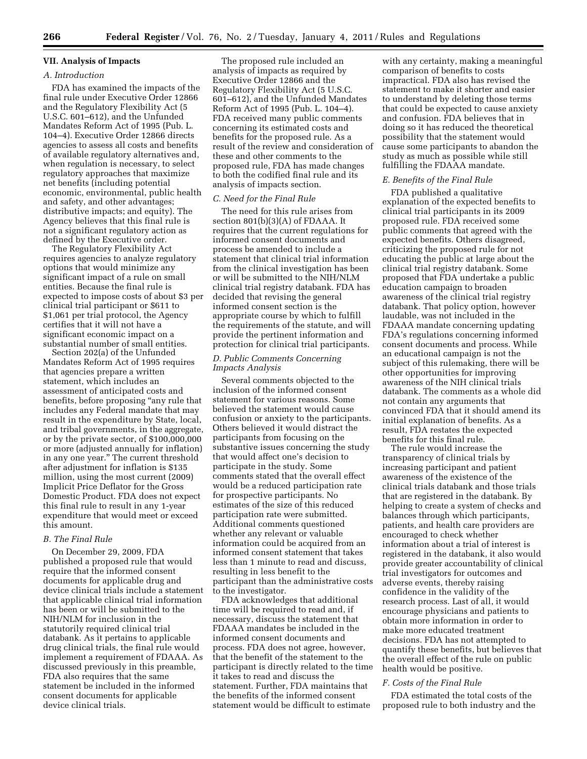## VII. Analysis of Impacts

### *A. Introduction*

FDA has examined the impacts of the final rule under Executive Order 12866 and the Regulatory Flexibility Act (5 U.S.C. 601–612), and the Unfunded Mandates Reform Act of 1995 (Pub. L. 104–4). Executive Order 12866 directs agencies to assess all costs and benefits of available regulatory alternatives and, when regulation is necessary, to select regulatory approaches that maximize net benefits (including potential economic, environmental, public health and safety, and other advantages; distributive impacts; and equity). The Agency believes that this final rule is not a significant regulatory action as defined by the Executive order.

The Regulatory Flexibility Act requires agencies to analyze regulatory options that would minimize any significant impact of a rule on small entities. Because the final rule is expected to impose costs of about $3 per clinical trial participant or $611 to $1,061 per trial protocol, the Agency certifies that it will not have a significant economic impact on a substantial number of small entities.

Section 202(a) of the Unfunded Mandates Reform Act of 1995 requires that agencies prepare a written statement, which includes an assessment of anticipated costs and benefits, before proposing "any rule that includes any Federal mandate that may result in the expenditure by State, local, and tribal governments, in the aggregate, or by the private sector, of $100,000,000 or more (adjusted annually for inflation) in any one year." The current threshold after adjustment for inflation is $135 million, using the most current (2009) Implicit Price Deflator for the Gross Domestic Product. FDA does not expect this final rule to result in any 1-year expenditure that would meet or exceed this amount.

### *B. The Final Rule*

On December 29, 2009, FDA published a proposed rule that would require that the informed consent documents for applicable drug and device clinical trials include a statement that applicable clinical trial information has been or will be submitted to the NIH/NLM for inclusion in the statutorily required clinical trial databank. As it pertains to applicable drug clinical trials, the final rule would implement a requirement of FDAAA. As discussed previously in this preamble, FDA also requires that the same statement be included in the informed consent documents for applicable device clinical trials.

The proposed rule included an analysis of impacts as required by Executive Order 12866 and the Regulatory Flexibility Act (5 U.S.C. 601–612), and the Unfunded Mandates Reform Act of 1995 (Pub. L. 104–4). FDA received many public comments concerning its estimated costs and benefits for the proposed rule. As a result of the review and consideration of these and other comments to the proposed rule, FDA has made changes to both the codified final rule and its analysis of impacts section.

### *C. Need for the Final Rule*

The need for this rule arises from section 801(b)(3)(A) of FDAAA. It requires that the current regulations for informed consent documents and process be amended to include a statement that clinical trial information from the clinical investigation has been or will be submitted to the NIH/NLM clinical trial registry databank. FDA has decided that revising the general informed consent section is the appropriate course by which to fulfill the requirements of the statute, and will provide the pertinent information and protection for clinical trial participants.

### *D. Public Comments Concerning Impacts Analysis*

Several comments objected to the inclusion of the informed consent statement for various reasons. Some believed the statement would cause confusion or anxiety to the participants. Others believed it would distract the participants from focusing on the substantive issues concerning the study that would affect one's decision to participate in the study. Some comments stated that the overall effect would be a reduced participation rate for prospective participants. No estimates of the size of this reduced participation rate were submitted. Additional comments questioned whether any relevant or valuable information could be acquired from an informed consent statement that takes less than 1 minute to read and discuss, resulting in less benefit to the participant than the administrative costs to the investigator.

FDA acknowledges that additional time will be required to read and, if necessary, discuss the statement that FDAAA mandates be included in the informed consent documents and process. FDA does not agree, however, that the benefit of the statement to the participant is directly related to the time it takes to read and discuss the statement. Further, FDA maintains that the benefits of the informed consent statement would be difficult to estimate with any certainty, making a meaningful comparison of benefits to costs impractical. FDA also has revised the statement to make it shorter and easier to understand by deleting those terms that could be expected to cause anxiety and confusion. FDA believes that in doing so it has reduced the theoretical possibility that the statement would cause some participants to abandon the study as much as possible while still fulfilling the FDAAA mandate.

### *E. Benefits of the Final Rule*

FDA published a qualitative explanation of the expected benefits to clinical trial participants in its 2009 proposed rule. FDA received some public comments that agreed with the expected benefits. Others disagreed, criticizing the proposed rule for not educating the public at large about the clinical trial registry databank. Some proposed that FDA undertake a public education campaign to broaden awareness of the clinical trial registry databank. That policy option, however laudable, was not included in the FDAAA mandate concerning updating FDA's regulations concerning informed consent documents and process. While an educational campaign is not the subject of this rulemaking, there will be other opportunities for improving awareness of the NIH clinical trials databank. The comments as a whole did not contain any arguments that convinced FDA that it should amend its initial explanation of benefits. As a result, FDA restates the expected benefits for this final rule.

The rule would increase the transparency of clinical trials by increasing participant and patient awareness of the existence of the clinical trials databank and those trials that are registered in the databank. By helping to create a system of checks and balances through which participants, patients, and health care providers are encouraged to check whether information about a trial of interest is registered in the databank, it also would provide greater accountability of clinical trial investigators for outcomes and adverse events, thereby raising confidence in the validity of the research process. Last of all, it would encourage physicians and patients to obtain more information in order to make more educated treatment decisions. FDA has not attempted to quantify these benefits, but believes that the overall effect of the rule on public health would be positive.

### *F. Costs of the Final Rule*

FDA estimated the total costs of the proposed rule to both industry and the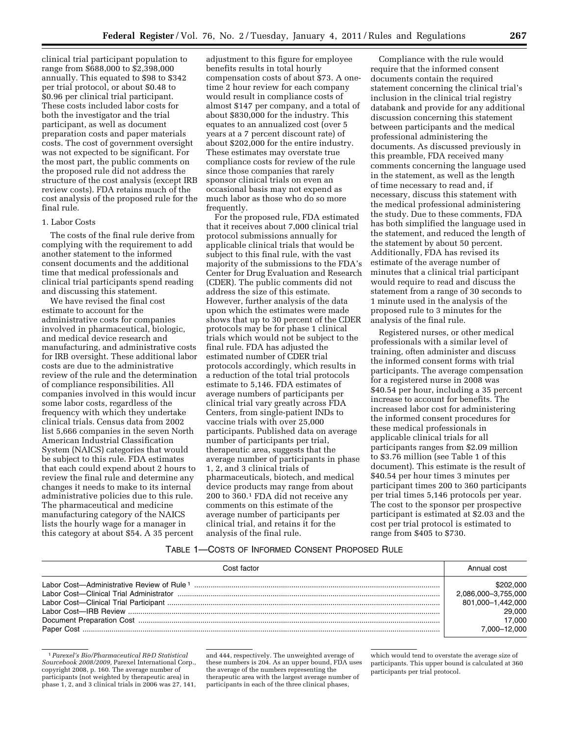clinical trial participant population to range from $688,000 to $2,398,000 annually. This equated to $98 to $342 per trial protocol, or about $0.48 to $0.96 per clinical trial participant. These costs included labor costs for both the investigator and the trial participant, as well as document preparation costs and paper materials costs. The cost of government oversight was not expected to be significant. For the most part, the public comments on the proposed rule did not address the structure of the cost analysis (except IRB review costs). FDA retains much of the cost analysis of the proposed rule for the final rule.

1. Labor Costs

The costs of the final rule derive from complying with the requirement to add another statement to the informed consent documents and the additional time that medical professionals and clinical trial participants spend reading and discussing this statement.

We have revised the final cost estimate to account for the administrative costs for companies involved in pharmaceutical, biologic, and medical device research and manufacturing, and administrative costs for IRB oversight. These additional labor costs are due to the administrative review of the rule and the determination of compliance responsibilities. All companies involved in this would incur some labor costs, regardless of the frequency with which they undertake clinical trials. Census data from 2002 list 5,666 companies in the seven North American Industrial Classification System (NAICS) categories that would be subject to this rule. FDA estimates that each could expend about 2 hours to review the final rule and determine any changes it needs to make to its internal administrative policies due to this rule. The pharmaceutical and medicine manufacturing category of the NAICS lists the hourly wage for a manager in this category at about $54. A 35 percent adjustment to this figure for employee benefits results in total hourly compensation costs of about $73. A one-time 2 hour review for each company would result in compliance costs of almost $147 per company, and a total of about $830,000 for the industry. This equates to an annualized cost (over 5 years at a 7 percent discount rate) of about $202,000 for the entire industry. These estimates may overstate true compliance costs for review of the rule since those companies that rarely sponsor clinical trials on even an occasional basis may not expend as much labor as those who do so more frequently.

For the proposed rule, FDA estimated that it receives about 7,000 clinical trial protocol submissions annually for applicable clinical trials that would be subject to this final rule, with the vast majority of the submissions to the FDA's Center for Drug Evaluation and Research (CDER). The public comments did not address the size of this estimate. However, further analysis of the data upon which the estimates were made shows that up to 30 percent of the CDER protocols may be for phase 1 clinical trials which would not be subject to the final rule. FDA has adjusted the estimated number of CDER trial protocols accordingly, which results in a reduction of the total trial protocols estimate to 5,146. FDA estimates of average numbers of participants per clinical trial vary greatly across FDA Centers, from single-patient INDs to vaccine trials with over 25,000 participants. Published data on average number of participants per trial, therapeutic area, suggests that the average number of participants in phase 1, 2, and 3 clinical trials of pharmaceuticals, biotech, and medical device products may range from about 200 to 360.[1] FDA did not receive any comments on this estimate of the average number of participants per clinical trial, and retains it for the analysis of the final rule.

Compliance with the rule would require that the informed consent documents contain the required statement concerning the clinical trial's inclusion in the clinical trial registry databank and provide for any additional discussion concerning this statement between participants and the medical professional administering the documents. As discussed previously in this preamble, FDA received many comments concerning the language used in the statement, as well as the length of time necessary to read and, if necessary, discuss this statement with the medical professional administering the study. Due to these comments, FDA has both simplified the language used in the statement, and reduced the length of the statement by about 50 percent. Additionally, FDA has revised its estimate of the average number of minutes that a clinical trial participant would require to read and discuss the statement from a range of 30 seconds to 1 minute used in the analysis of the proposed rule to 3 minutes for the analysis of the final rule.

Registered nurses, or other medical professionals with a similar level of training, often administer and discuss the informed consent forms with trial participants. The average compensation for a registered nurse in 2008 was $40.54 per hour, including a 35 percent increase to account for benefits. The increased labor cost for administering the informed consent procedures for these medical professionals in applicable clinical trials for all participants ranges from $2.09 million to $3.76 million (see Table 1 of this document). This estimate is the result of $40.54 per hour times 3 minutes per participant times 200 to 360 participants per trial times 5,146 protocols per year. The cost to the sponsor per prospective participant is estimated at $2.03 and the cost per trial protocol is estimated to range from $405 to $730.

TABLE 1—COSTS OF INFORMED CONSENT PROPOSED RULE

| Cost factor | Annual cost |
|---|---|
| Labor Cost—Administrative Review of Rule [1] | $202,000 |
| Labor Cost—Clinical Trial Administrator | 2,086,000–3,755,000 |
| Labor Cost—Clinical Trial Participant | 801,000–1,442,000 |
| Labor Cost—IRB Review | 29,000 |
| Document Preparation Cost | 17,000 |
| Paper Cost | 7,000–12,000 |

[1] *Parexel's Bio/Pharmaceutical R&D Statistical Sourcebook 2008/2009*, Parexel International Corp., copyright 2008, p. 160. The average number of participants (not weighted by therapeutic area) in phase 1, 2, and 3 clinical trials in 2006 was 27, 141, and 444, respectively. The unweighted average of these numbers is 204. As an upper bound, FDA uses the average of the numbers representing the therapeutic area with the largest average number of participants in each of the three clinical phases, which would tend to overstate the average size of participants. This upper bound is calculated at 360 participants per trial protocol.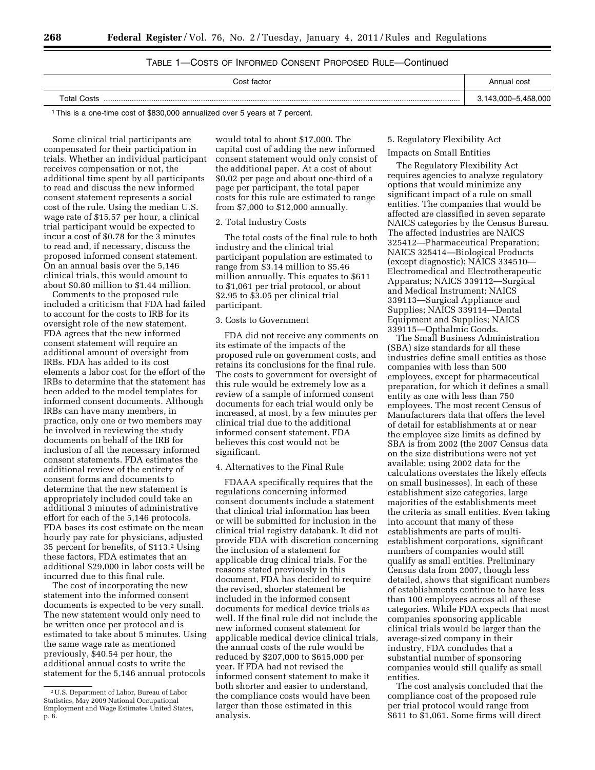TABLE 1—COSTS OF INFORMED CONSENT PROPOSED RULE—Continued

| Cost factor | Annual cost |
|---|---|
| Total Costs | 3,143,000–5,458,000 |

[1] This is a one-time cost of $830,000 annualized over 5 years at 7 percent.

Some clinical trial participants are compensated for their participation in trials. Whether an individual participant receives compensation or not, the additional time spent by all participants to read and discuss the new informed consent statement represents a social cost of the rule. Using the median U.S. wage rate of $15.57 per hour, a clinical trial participant would be expected to incur a cost of $0.78 for the 3 minutes to read and, if necessary, discuss the proposed informed consent statement. On an annual basis over the 5,146 clinical trials, this would amount to about $0.80 million to $1.44 million.

Comments to the proposed rule included a criticism that FDA had failed to account for the costs to IRB for its oversight role of the new statement. FDA agrees that the new informed consent statement will require an additional amount of oversight from IRBs. FDA has added to its cost elements a labor cost for the effort of the IRBs to determine that the statement has been added to the model templates for informed consent documents. Although IRBs can have many members, in practice, only one or two members may be involved in reviewing the study documents on behalf of the IRB for inclusion of all the necessary informed consent statements. FDA estimates the additional review of the entirety of consent forms and documents to determine that the new statement is appropriately included could take an additional 3 minutes of administrative effort for each of the 5,146 protocols. FDA bases its cost estimate on the mean hourly pay rate for physicians, adjusted 35 percent for benefits, of $113.[2] Using these factors, FDA estimates that an additional $29,000 in labor costs will be incurred due to this final rule.

The cost of incorporating the new statement into the informed consent documents is expected to be very small. The new statement would only need to be written once per protocol and is estimated to take about 5 minutes. Using the same wage rate as mentioned previously, $40.54 per hour, the additional annual costs to write the statement for the 5,146 annual protocols would total to about $17,000. The capital cost of adding the new informed consent statement would only consist of the additional paper. At a cost of about $0.02 per page and about one-third of a page per participant, the total paper costs for this rule are estimated to range from $7,000 to $12,000 annually.

2. Total Industry Costs

The total costs of the final rule to both industry and the clinical trial participant population are estimated to range from $3.14 million to $5.46 million annually. This equates to $611 to $1,061 per trial protocol, or about $2.95 to $3.05 per clinical trial participant.

3. Costs to Government

FDA did not receive any comments on its estimate of the impacts of the proposed rule on government costs, and retains its conclusions for the final rule. The costs to government for oversight of this rule would be extremely low as a review of a sample of informed consent documents for each trial would only be increased, at most, by a few minutes per clinical trial due to the additional informed consent statement. FDA believes this cost would not be significant.

4. Alternatives to the Final Rule

FDAAA specifically requires that the regulations concerning informed consent documents include a statement that clinical trial information has been or will be submitted for inclusion in the clinical trial registry databank. It did not provide FDA with discretion concerning the inclusion of a statement for applicable drug clinical trials. For the reasons stated previously in this document, FDA has decided to require the revised, shorter statement be included in the informed consent documents for medical device trials as well. If the final rule did not include the new informed consent statement for applicable medical device clinical trials, the annual costs of the rule would be reduced by $207,000 to $615,000 per year. If FDA had not revised the informed consent statement to make it both shorter and easier to understand, the compliance costs would have been larger than those estimated in this analysis.

5. Regulatory Flexibility Act

Impacts on Small Entities

The Regulatory Flexibility Act requires agencies to analyze regulatory options that would minimize any significant impact of a rule on small entities. The companies that would be affected are classified in seven separate NAICS categories by the Census Bureau. The affected industries are NAICS 325412—Pharmaceutical Preparation; NAICS 325414—Biological Products (except diagnostic); NAICS 334510—Electromedical and Electrotherapeutic Apparatus; NAICS 339112—Surgical and Medical Instrument; NAICS 339113—Surgical Appliance and Supplies; NAICS 339114—Dental Equipment and Supplies; NAICS 339115—Opthalmic Goods.

The Small Business Administration (SBA) size standards for all these industries define small entities as those companies with less than 500 employees, except for pharmaceutical preparation, for which it defines a small entity as one with less than 750 employees. The most recent Census of Manufacturers data that offers the level of detail for establishments at or near the employee size limits as defined by SBA is from 2002 (the 2007 Census data on the size distributions were not yet available; using 2002 data for the calculations overstates the likely effects on small businesses). In each of these establishment size categories, large majorities of the establishments meet the criteria as small entities. Even taking into account that many of these establishments are parts of multi-establishment corporations, significant numbers of companies would still qualify as small entities. Preliminary Census data from 2007, though less detailed, shows that significant numbers of establishments continue to have less than 100 employees across all of these categories. While FDA expects that most companies sponsoring applicable clinical trials would be larger than the average-sized company in their industry, FDA concludes that a substantial number of sponsoring companies would still qualify as small entities.

The cost analysis concluded that the compliance cost of the proposed rule per trial protocol would range from $611 to $1,061. Some firms will direct

[2] U.S. Department of Labor, Bureau of Labor Statistics, May 2009 National Occupational Employment and Wage Estimates United States, p. 8.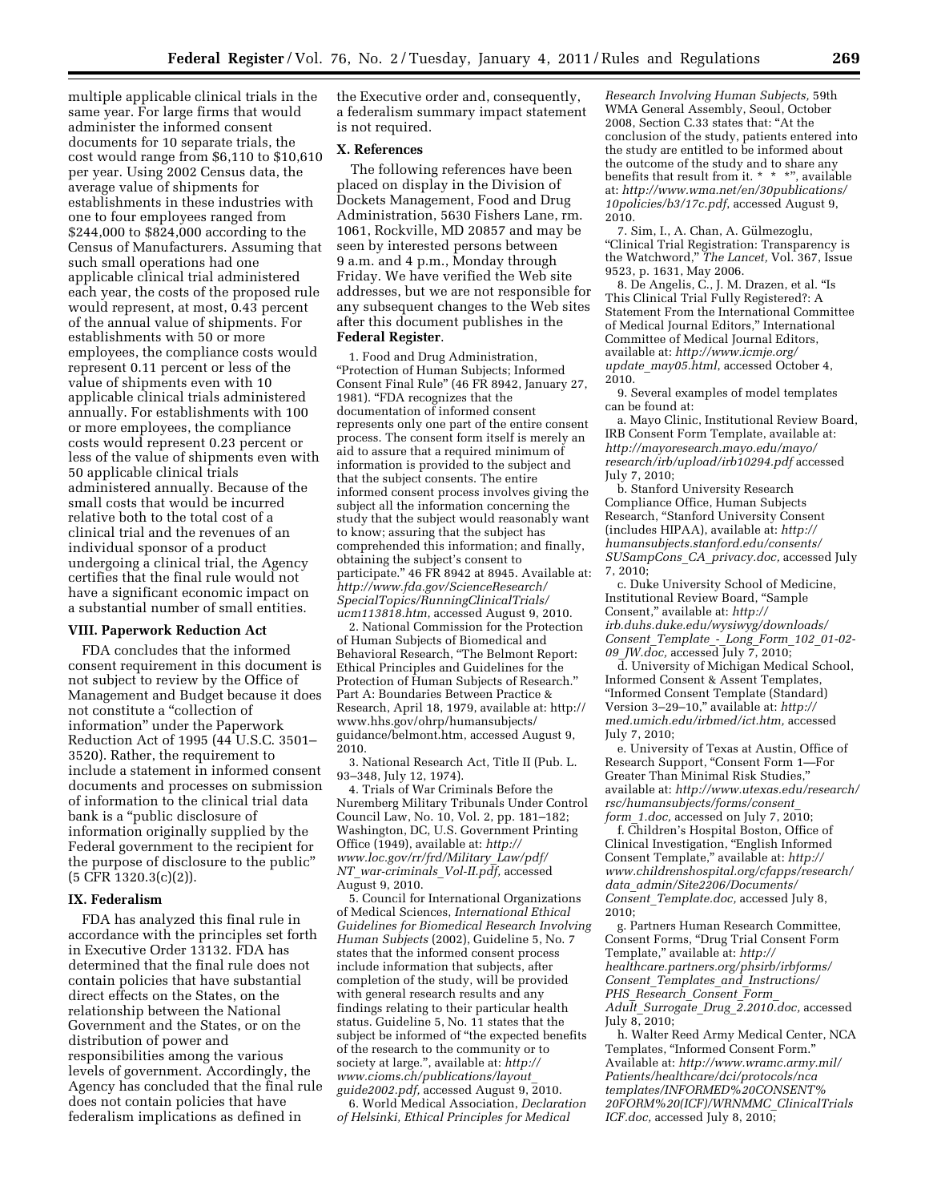multiple applicable clinical trials in the same year. For large firms that would administer the informed consent documents for 10 separate trials, the cost would range from $6,110 to $10,610 per year. Using 2002 Census data, the average value of shipments for establishments in these industries with one to four employees ranged from $244,000 to $824,000 according to the Census of Manufacturers. Assuming that such small operations had one applicable clinical trial administered each year, the costs of the proposed rule would represent, at most, 0.43 percent of the annual value of shipments. For establishments with 50 or more employees, the compliance costs would represent 0.11 percent or less of the value of shipments even with 10 applicable clinical trials administered annually. For establishments with 100 or more employees, the compliance costs would represent 0.23 percent or less of the value of shipments even with 50 applicable clinical trials administered annually. Because of the small costs that would be incurred relative both to the total cost of a clinical trial and the revenues of an individual sponsor of a product undergoing a clinical trial, the Agency certifies that the final rule would not have a significant economic impact on a substantial number of small entities.

## VIII. Paperwork Reduction Act

FDA concludes that the informed consent requirement in this document is not subject to review by the Office of Management and Budget because it does not constitute a "collection of information" under the Paperwork Reduction Act of 1995 (44 U.S.C. 3501–3520). Rather, the requirement to include a statement in informed consent documents and processes on submission of information to the clinical trial data bank is a "public disclosure of information originally supplied by the Federal government to the recipient for the purpose of disclosure to the public" (5 CFR 1320.3(c)(2)).

## IX. Federalism

FDA has analyzed this final rule in accordance with the principles set forth in Executive Order 13132. FDA has determined that the final rule does not contain policies that have substantial direct effects on the States, on the relationship between the National Government and the States, or on the distribution of power and responsibilities among the various levels of government. Accordingly, the Agency has concluded that the final rule does not contain policies that have federalism implications as defined in the Executive order and, consequently, a federalism summary impact statement is not required.

## X. References

The following references have been placed on display in the Division of Dockets Management, Food and Drug Administration, 5630 Fishers Lane, rm. 1061, Rockville, MD 20857 and may be seen by interested persons between 9 a.m. and 4 p.m., Monday through Friday. We have verified the Web site addresses, but we are not responsible for any subsequent changes to the Web sites after this document publishes in the **Federal Register**.

1. Food and Drug Administration, "Protection of Human Subjects; Informed Consent Final Rule" (46 FR 8942, January 27, 1981). "FDA recognizes that the documentation of informed consent represents only one part of the entire consent process. The consent form itself is merely an aid to assure that a required minimum of information is provided to the subject and that the subject consents. The entire informed consent process involves giving the subject all the information concerning the study that the subject would reasonably want to know; assuring that the subject has comprehended this information; and finally, obtaining the subject's consent to participate." 46 FR 8942 at 8945. Available at: *http://www.fda.gov/ScienceResearch/SpecialTopics/RunningClinicalTrials/ucm113818.htm*, accessed August 9, 2010.

2. National Commission for the Protection of Human Subjects of Biomedical and Behavioral Research, "The Belmont Report: Ethical Principles and Guidelines for the Protection of Human Subjects of Research." Part A: Boundaries Between Practice & Research, April 18, 1979, available at: http://www.hhs.gov/ohrp/humansubjects/guidance/belmont.htm, accessed August 9, 2010.

3. National Research Act, Title II (Pub. L. 93–348, July 12, 1974).

4. Trials of War Criminals Before the Nuremberg Military Tribunals Under Control Council Law, No. 10, Vol. 2, pp. 181–182; Washington, DC, U.S. Government Printing Office (1949), available at: *http://www.loc.gov/rr/frd/Military_Law/pdf/NT_war-criminals_Vol-II.pdf*, accessed August 9, 2010.

5. Council for International Organizations of Medical Sciences, *International Ethical Guidelines for Biomedical Research Involving Human Subjects* (2002), Guideline 5, No. 7 states that the informed consent process include information that subjects, after completion of the study, will be provided with general research results and any findings relating to their particular health status. Guideline 5, No. 11 states that the subject be informed of "the expected benefits of the research to the community or to society at large.", available at: *http://www.cioms.ch/publications/layout_guide2002.pdf*, accessed August 9, 2010.

6. World Medical Association, *Declaration of Helsinki, Ethical Principles for Medical Research Involving Human Subjects*, 59th WMA General Assembly, Seoul, October 2008, Section C.33 states that: "At the conclusion of the study, patients entered into the study are entitled to be informed about the outcome of the study and to share any benefits that result from it. * * *", available at: *http://www.wma.net/en/30publications/10policies/b3/17c.pdf*, accessed August 9, 2010.

7. Sim, I., A. Chan, A. Gülmezoglu, "Clinical Trial Registration: Transparency is the Watchword," *The Lancet*, Vol. 367, Issue 9523, p. 1631, May 2006.

8. De Angelis, C., J. M. Drazen, et al. "Is This Clinical Trial Fully Registered?: A Statement From the International Committee of Medical Journal Editors," International Committee of Medical Journal Editors, available at: *http://www.icmje.org/update_may05.html*, accessed October 4, 2010.

9. Several examples of model templates can be found at:

a. Mayo Clinic, Institutional Review Board, IRB Consent Form Template, available at: *http://mayoresearch.mayo.edu/mayo/research/irb/upload/irb10294.pdf* accessed July 7, 2010;

b. Stanford University Research Compliance Office, Human Subjects Research, "Stanford University Consent (includes HIPAA), available at: *http://humansubjects.stanford.edu/consents/SUSampCons_CA_privacy.doc*, accessed July 7, 2010;

c. Duke University School of Medicine, Institutional Review Board, "Sample Consent," available at: *http://irb.duhs.duke.edu/wysiwyg/downloads/Consent_Template_-_Long_Form_102_01-02-09_JW.doc*, accessed July 7, 2010;

d. University of Michigan Medical School, Informed Consent & Assent Templates, "Informed Consent Template (Standard) Version 3–29–10," available at: *http://med.umich.edu/irbmed/ict.htm*, accessed July 7, 2010;

e. University of Texas at Austin, Office of Research Support, "Consent Form 1—For Greater Than Minimal Risk Studies," available at: *http://www.utexas.edu/research/rsc/humansubjects/forms/consent_form_1.doc*, accessed on July 7, 2010;

f. Children's Hospital Boston, Office of Clinical Investigation, "English Informed Consent Template," available at: *http://www.childrenshospital.org/cfapps/research/data_admin/Site2206/Documents/Consent_Template.doc*, accessed July 8, 2010;

g. Partners Human Research Committee, Consent Forms, "Drug Trial Consent Form Template," available at: *http://healthcare.partners.org/phsirb/irbforms/Consent_Templates_and_Instructions/PHS_Research_Consent_Form_Adult_Surrogate_Drug_2.2010.doc*, accessed July 8, 2010;

h. Walter Reed Army Medical Center, NCA Templates, "Informed Consent Form." Available at: *http://www.wramc.army.mil/Patients/healthcare/dci/protocols/nca templates/INFORMED%20CONSENT%20FORM%20(ICF)/WRNMMC_ClinicalTrials ICF.doc*, accessed July 8, 2010;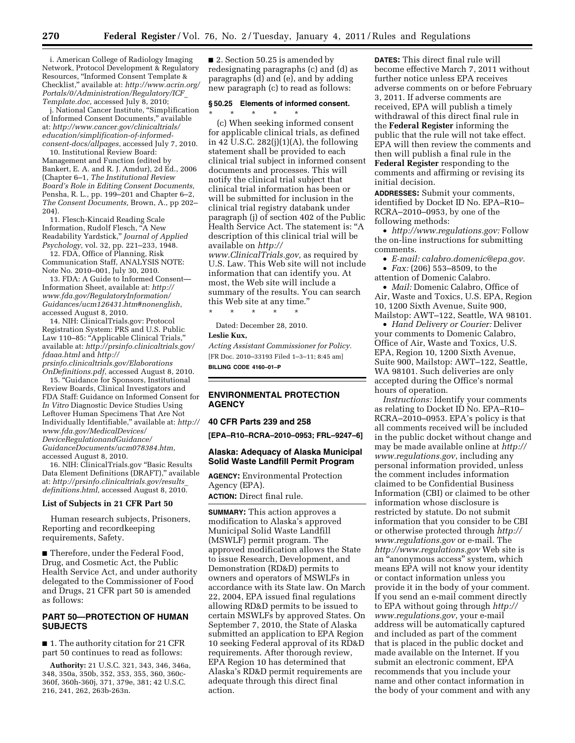i. American College of Radiology Imaging Network, Protocol Development & Regulatory Resources, "Informed Consent Template & Checklist," available at: *http://www.acrin.org/Portals/0/Administration/Regulatory/ICF_Template.doc,* accessed July 8, 2010;

j. National Cancer Institute, "Simplification of Informed Consent Documents," available at: *http://www.cancer.gov/clinicaltrials/education/simplification-of-informed-consent-docs/allpages*, accessed July 7, 2010.

10. Institutional Review Board: Management and Function (edited by Bankert, E. A. and R. J. Amdur), 2d Ed., 2006 (Chapter 6–1, *The Institutional Review Board's Role in Editing Consent Documents,* Pensha, R. L., pp. 199–201 and Chapter 6–2, *The Consent Documents,* Brown, A., pp 202–204).

11. Flesch-Kincaid Reading Scale Information, Rudolf Flesch, "A New Readability Yardstick," *Journal of Applied Psychology,* vol. 32, pp. 221–233, 1948.

12. FDA, Office of Planning, Risk Communication Staff, ANALYSIS NOTE: Note No. 2010–001, July 30, 2010.

13. FDA: A Guide to Informed Consent—Information Sheet, available at: *http://www.fda.gov/RegulatoryInformation/Guidances/ucm126431.htm#nonenglish*, accessed August 8, 2010.

14. NIH: ClinicalTrials.gov: Protocol Registration System: PRS and U.S. Public Law 110–85: "Applicable Clinical Trials," available at: *http://prsinfo.clinicaltrials.gov/fdaaa.html* and *http://prsinfo.clinicaltrials.gov/ElaborationsOnDefinitions.pdf*, accessed August 8, 2010.

15. "Guidance for Sponsors, Institutional Review Boards, Clinical Investigators and FDA Staff: Guidance on Informed Consent for *In Vitro* Diagnostic Device Studies Using Leftover Human Specimens That Are Not Individually Identifiable," available at: *http://www.fda.gov/MedicalDevices/DeviceRegulationandGuidance/GuidanceDocuments/ucm078384.htm,* accessed August 8, 2010.

16. NIH: ClinicalTrials.gov "Basic Results Data Element Definitions (DRAFT)," available at: *http://prsinfo.clinicaltrials.gov/results_definitions.html,* accessed August 8, 2010.

### List of Subjects in 21 CFR Part 50

Human research subjects, Prisoners, Reporting and recordkeeping requirements, Safety.

■ Therefore, under the Federal Food, Drug, and Cosmetic Act, the Public Health Service Act, and under authority delegated to the Commissioner of Food and Drugs, 21 CFR part 50 is amended as follows:

## PART 50—PROTECTION OF HUMAN SUBJECTS

■ 1. The authority citation for 21 CFR part 50 continues to read as follows:

**Authority:** 21 U.S.C. 321, 343, 346, 346a, 348, 350a, 350b, 352, 353, 355, 360, 360c-360f, 360h-360j, 371, 379e, 381; 42 U.S.C. 216, 241, 262, 263b-263n.

■ 2. Section 50.25 is amended by redesignating paragraphs (c) and (d) as paragraphs (d) and (e), and by adding new paragraph (c) to read as follows:

### § 50.25 Elements of informed consent.

\* \* \* \* \*

(c) When seeking informed consent for applicable clinical trials, as defined in 42 U.S.C. 282(j)(1)(A), the following statement shall be provided to each clinical trial subject in informed consent documents and processes. This will notify the clinical trial subject that clinical trial information has been or will be submitted for inclusion in the clinical trial registry databank under paragraph (j) of section 402 of the Public Health Service Act. The statement is: "A description of this clinical trial will be available on *http://www.ClinicalTrials.gov,* as required by U.S. Law. This Web site will not include information that can identify you. At most, the Web site will include a summary of the results. You can search this Web site at any time."

\* \* \* \* \*

Dated: December 28, 2010.

**Leslie Kux,**

*Acting Assistant Commissioner for Policy.*

[FR Doc. 2010–33193 Filed 1–3–11; 8:45 am]

**BILLING CODE 4160–01–P**

## ENVIRONMENTAL PROTECTION AGENCY

### 40 CFR Parts 239 and 258

**[EPA–R10–RCRA–2010–0953; FRL–9247–6]**

### Alaska: Adequacy of Alaska Municipal Solid Waste Landfill Permit Program

**AGENCY:** Environmental Protection Agency (EPA).

**ACTION:** Direct final rule.

**SUMMARY:** This action approves a modification to Alaska's approved Municipal Solid Waste Landfill (MSWLF) permit program. The approved modification allows the State to issue Research, Development, and Demonstration (RD&D) permits to owners and operators of MSWLFs in accordance with its State law. On March 22, 2004, EPA issued final regulations allowing RD&D permits to be issued to certain MSWLFs by approved States. On September 7, 2010, the State of Alaska submitted an application to EPA Region 10 seeking Federal approval of its RD&D requirements. After thorough review, EPA Region 10 has determined that Alaska's RD&D permit requirements are adequate through this direct final action.

**DATES:** This direct final rule will become effective March 7, 2011 without further notice unless EPA receives adverse comments on or before February 3, 2011. If adverse comments are received, EPA will publish a timely withdrawal of this direct final rule in the **Federal Register** informing the public that the rule will not take effect. EPA will then review the comments and then will publish a final rule in the **Federal Register** responding to the comments and affirming or revising its initial decision.

**ADDRESSES:** Submit your comments, identified by Docket ID No. EPA–R10–RCRA–2010–0953, by one of the following methods:

- *http://www.regulations.gov:* Follow the on-line instructions for submitting comments.
- *E-mail: calabro.domenic@epa.gov.*
- *Fax:* (206) 553–8509, to the attention of Domenic Calabro.
- *Mail:* Domenic Calabro, Office of Air, Waste and Toxics, U.S. EPA, Region 10, 1200 Sixth Avenue, Suite 900, Mailstop: AWT–122, Seattle, WA 98101.
- *Hand Delivery or Courier:* Deliver your comments to Domenic Calabro, Office of Air, Waste and Toxics, U.S. EPA, Region 10, 1200 Sixth Avenue, Suite 900, Mailstop: AWT–122, Seattle, WA 98101. Such deliveries are only accepted during the Office's normal hours of operation.

*Instructions:* Identify your comments as relating to Docket ID No. EPA–R10–RCRA–2010–0953. EPA's policy is that all comments received will be included in the public docket without change and may be made available online at *http://www.regulations.gov*, including any personal information provided, unless the comment includes information claimed to be Confidential Business Information (CBI) or claimed to be other information whose disclosure is restricted by statute. Do not submit information that you consider to be CBI or otherwise protected through *http://www.regulations.gov* or e-mail. The *http://www.regulations.gov* Web site is an "anonymous access" system, which means EPA will not know your identity or contact information unless you provide it in the body of your comment. If you send an e-mail comment directly to EPA without going through *http://www.regulations.gov*, your e-mail address will be automatically captured and included as part of the comment that is placed in the public docket and made available on the Internet. If you submit an electronic comment, EPA recommends that you include your name and other contact information in the body of your comment and with any